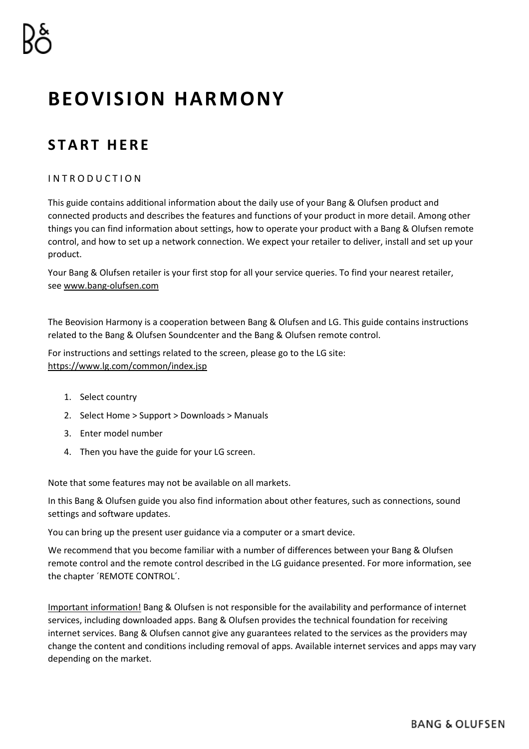# BEOVISION HARMONY

## START HERE

### INTRODUCTION

This guide contains additional information about the daily use of your Bang & Olufsen product and connected products and describes the features and functions of your product in more detail. Among other things you can find information about settings, how to operate your product with a Bang & Olufsen remote control, and how to set up a network connection. We expect your retailer to deliver, install and set up your product.

Your Bang & Olufsen retailer is your first stop for all your service queries. To find your nearest retailer, see www.bang-olufsen.com

The Beovision Harmony is a cooperation between Bang & Olufsen and LG. This guide contains instructions related to the Bang & Olufsen Soundcenter and the Bang & Olufsen remote control.

For instructions and settings related to the screen, please go to the LG site: https://www.lg.com/common/index.jsp

1. Select country
2. Select Home > Support > Downloads > Manuals
3. Enter model number
4. Then you have the guide for your LG screen.

Note that some features may not be available on all markets.

In this Bang & Olufsen guide you also find information about other features, such as connections, sound settings and software updates.

You can bring up the present user guidance via a computer or a smart device.

We recommend that you become familiar with a number of differences between your Bang & Olufsen remote control and the remote control described in the LG guidance presented. For more information, see the chapter ´REMOTE CONTROL´.

Important information! Bang & Olufsen is not responsible for the availability and performance of internet services, including downloaded apps. Bang & Olufsen provides the technical foundation for receiving internet services. Bang & Olufsen cannot give any guarantees related to the services as the providers may change the content and conditions including removal of apps. Available internet services and apps may vary depending on the market.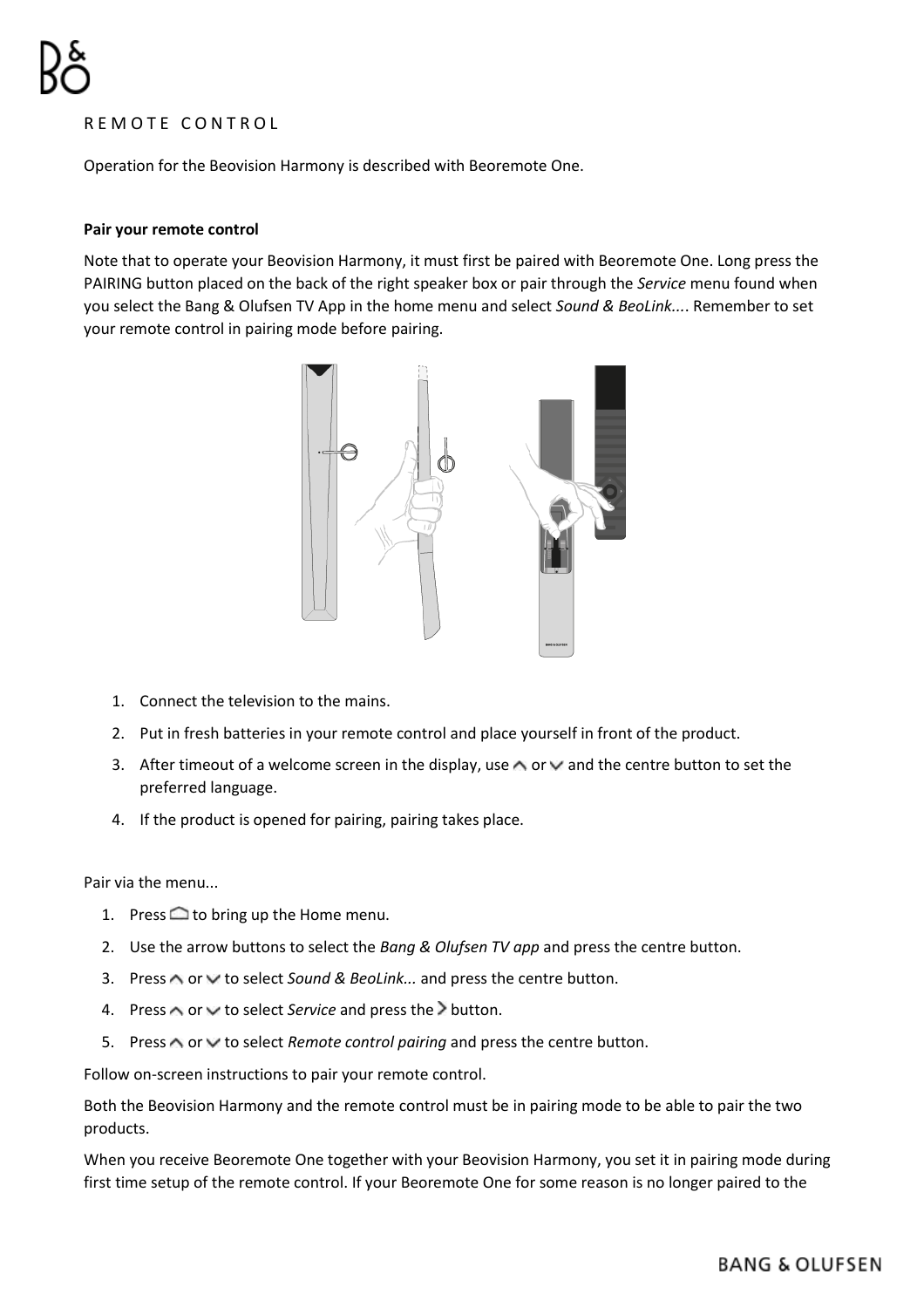# REMOTE CONTROL

Operation for the Beovision Harmony is described with Beoremote One.

**Pair your remote control**

Note that to operate your Beovision Harmony, it must first be paired with Beoremote One. Long press the PAIRING button placed on the back of the right speaker box or pair through the *Service* menu found when you select the Bang & Olufsen TV App in the home menu and select *Sound & BeoLink...*. Remember to set your remote control in pairing mode before pairing.

1. Connect the television to the mains.
2. Put in fresh batteries in your remote control and place yourself in front of the product.
3. After timeout of a welcome screen in the display, use ∧ or ∨ and the centre button to set the preferred language.
4. If the product is opened for pairing, pairing takes place.

Pair via the menu...

1. Press ⌂ to bring up the Home menu.
2. Use the arrow buttons to select the *Bang & Olufsen TV app* and press the centre button.
3. Press ∧ or ∨ to select *Sound & BeoLink...* and press the centre button.
4. Press ∧ or ∨ to select *Service* and press the > button.
5. Press ∧ or ∨ to select *Remote control pairing* and press the centre button.

Follow on-screen instructions to pair your remote control.

Both the Beovision Harmony and the remote control must be in pairing mode to be able to pair the two products.

When you receive Beoremote One together with your Beovision Harmony, you set it in pairing mode during first time setup of the remote control. If your Beoremote One for some reason is no longer paired to the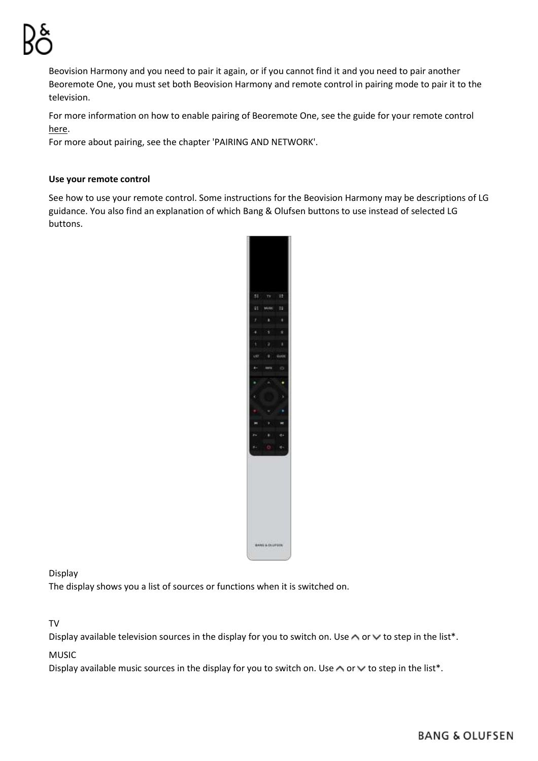Beovision Harmony and you need to pair it again, or if you cannot find it and you need to pair another Beoremote One, you must set both Beovision Harmony and remote control in pairing mode to pair it to the television.

For more information on how to enable pairing of Beoremote One, see the guide for your remote control here.
For more about pairing, see the chapter 'PAIRING AND NETWORK'.

**Use your remote control**

See how to use your remote control. Some instructions for the Beovision Harmony may be descriptions of LG guidance. You also find an explanation of which Bang & Olufsen buttons to use instead of selected LG buttons.

Display
The display shows you a list of sources or functions when it is switched on.

TV
Display available television sources in the display for you to switch on. Use ∧ or ∨ to step in the list*.

MUSIC
Display available music sources in the display for you to switch on. Use ∧ or ∨ to step in the list*.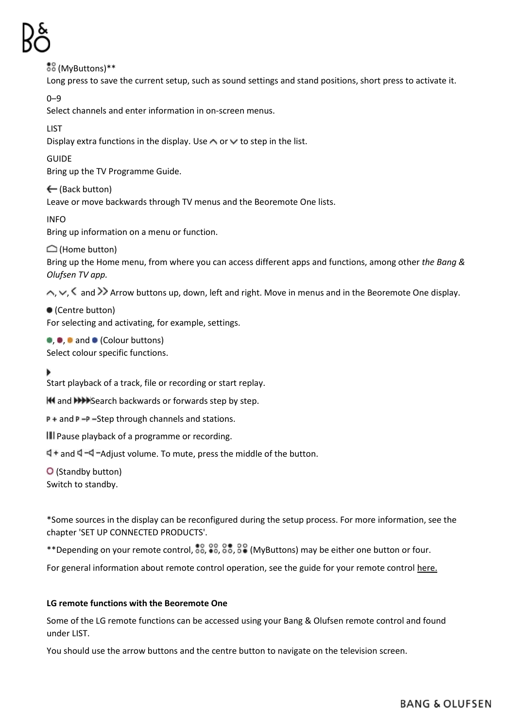(MyButtons)**
Long press to save the current setup, such as sound settings and stand positions, short press to activate it.

0–9
Select channels and enter information in on-screen menus.

LIST
Display extra functions in the display. Use ∧ or ∨ to step in the list.

GUIDE
Bring up the TV Programme Guide.

← (Back button)
Leave or move backwards through TV menus and the Beoremote One lists.

INFO
Bring up information on a menu or function.

⌂ (Home button)
Bring up the Home menu, from where you can access different apps and functions, among other *the Bang & Olufsen TV app.*

∧, ∨, < and >> Arrow buttons up, down, left and right. Move in menus and in the Beoremote One display.

● (Centre button)
For selecting and activating, for example, settings.

●, ●, ● and ● (Colour buttons)
Select colour specific functions.

▶
Start playback of a track, file or recording or start replay.

◀◀ and ▶▶ Search backwards or forwards step by step.

P + and P − Step through channels and stations.

II Pause playback of a programme or recording.

◁ + and ◁ − Adjust volume. To mute, press the middle of the button.

○ (Standby button)
Switch to standby.

*Some sources in the display can be reconfigured during the setup process. For more information, see the chapter 'SET UP CONNECTED PRODUCTS'.

**Depending on your remote control, (MyButtons) may be either one button or four.

For general information about remote control operation, see the guide for your remote control here.

**LG remote functions with the Beoremote One**

Some of the LG remote functions can be accessed using your Bang & Olufsen remote control and found under LIST.

You should use the arrow buttons and the centre button to navigate on the television screen.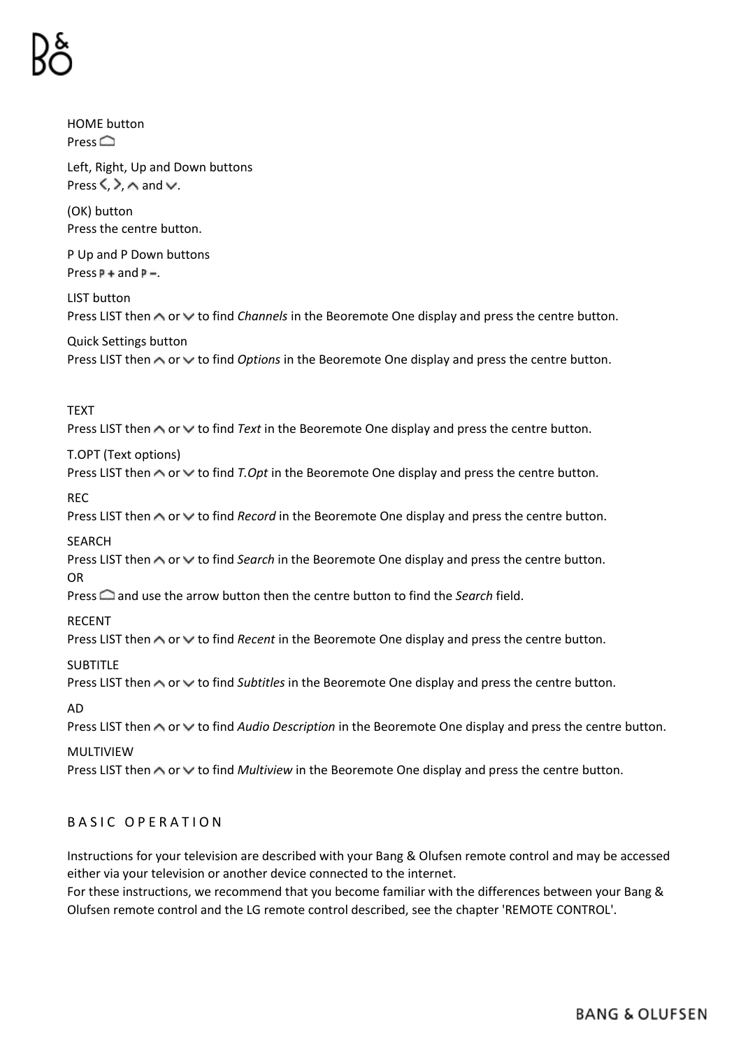HOME button
Press ⌂

Left, Right, Up and Down buttons
Press ‹, ›, ∧ and ∨.

(OK) button
Press the centre button.

P Up and P Down buttons
Press P + and P −.

LIST button
Press LIST then ∧ or ∨ to find *Channels* in the Beoremote One display and press the centre button.

Quick Settings button
Press LIST then ∧ or ∨ to find *Options* in the Beoremote One display and press the centre button.

TEXT
Press LIST then ∧ or ∨ to find *Text* in the Beoremote One display and press the centre button.

T.OPT (Text options)
Press LIST then ∧ or ∨ to find *T.Opt* in the Beoremote One display and press the centre button.

REC
Press LIST then ∧ or ∨ to find *Record* in the Beoremote One display and press the centre button.

SEARCH
Press LIST then ∧ or ∨ to find *Search* in the Beoremote One display and press the centre button.
OR
Press ⌂ and use the arrow button then the centre button to find the *Search* field.

RECENT
Press LIST then ∧ or ∨ to find *Recent* in the Beoremote One display and press the centre button.

SUBTITLE
Press LIST then ∧ or ∨ to find *Subtitles* in the Beoremote One display and press the centre button.

AD
Press LIST then ∧ or ∨ to find *Audio Description* in the Beoremote One display and press the centre button.

MULTIVIEW
Press LIST then ∧ or ∨ to find *Multiview* in the Beoremote One display and press the centre button.

## BASIC OPERATION

Instructions for your television are described with your Bang & Olufsen remote control and may be accessed either via your television or another device connected to the internet.
For these instructions, we recommend that you become familiar with the differences between your Bang & Olufsen remote control and the LG remote control described, see the chapter 'REMOTE CONTROL'.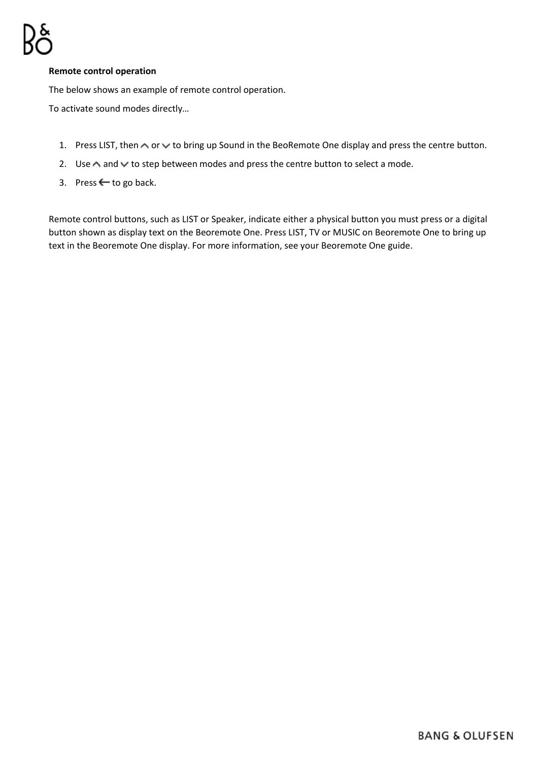**Remote control operation**

The below shows an example of remote control operation.

To activate sound modes directly…

1. Press LIST, then ∧ or ∨ to bring up Sound in the BeoRemote One display and press the centre button.
2. Use ∧ and ∨ to step between modes and press the centre button to select a mode.
3. Press ⟵ to go back.

Remote control buttons, such as LIST or Speaker, indicate either a physical button you must press or a digital button shown as display text on the Beoremote One. Press LIST, TV or MUSIC on Beoremote One to bring up text in the Beoremote One display. For more information, see your Beoremote One guide.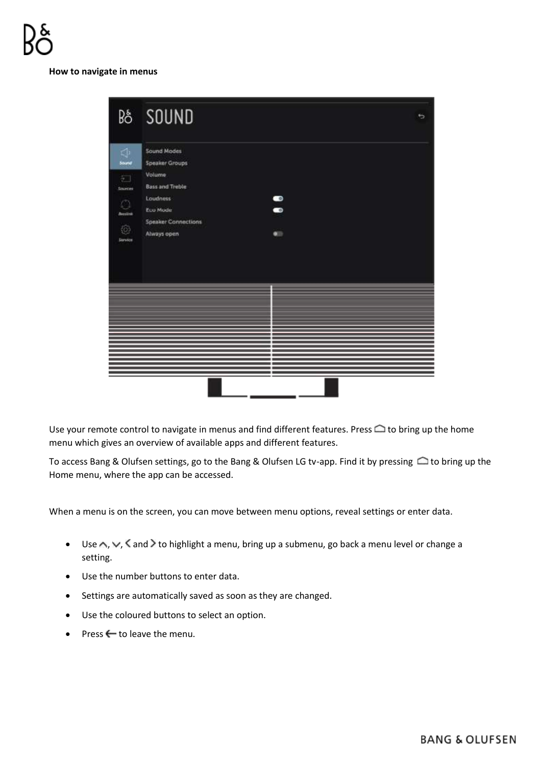**How to navigate in menus**

Use your remote control to navigate in menus and find different features. Press ⌂ to bring up the home menu which gives an overview of available apps and different features.

To access Bang & Olufsen settings, go to the Bang & Olufsen LG tv-app. Find it by pressing ⌂ to bring up the Home menu, where the app can be accessed.

When a menu is on the screen, you can move between menu options, reveal settings or enter data.

- Use ∧, ∨, < and > to highlight a menu, bring up a submenu, go back a menu level or change a setting.
- Use the number buttons to enter data.
- Settings are automatically saved as soon as they are changed.
- Use the coloured buttons to select an option.
- Press ← to leave the menu.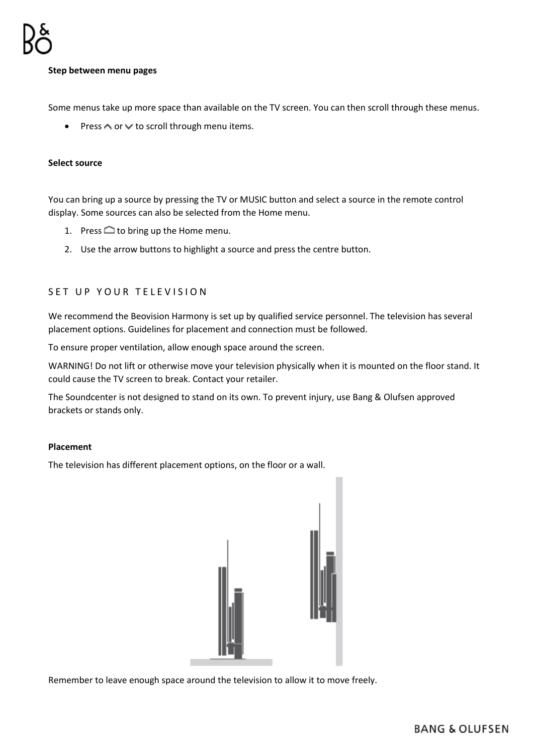**Step between menu pages**

Some menus take up more space than available on the TV screen. You can then scroll through these menus.

- Press ∧ or ∨ to scroll through menu items.

**Select source**

You can bring up a source by pressing the TV or MUSIC button and select a source in the remote control display. Some sources can also be selected from the Home menu.

1. Press ⌂ to bring up the Home menu.
2. Use the arrow buttons to highlight a source and press the centre button.

## SET UP YOUR TELEVISION

We recommend the Beovision Harmony is set up by qualified service personnel. The television has several placement options. Guidelines for placement and connection must be followed.

To ensure proper ventilation, allow enough space around the screen.

WARNING! Do not lift or otherwise move your television physically when it is mounted on the floor stand. It could cause the TV screen to break. Contact your retailer.

The Soundcenter is not designed to stand on its own. To prevent injury, use Bang & Olufsen approved brackets or stands only.

**Placement**

The television has different placement options, on the floor or a wall.

Remember to leave enough space around the television to allow it to move freely.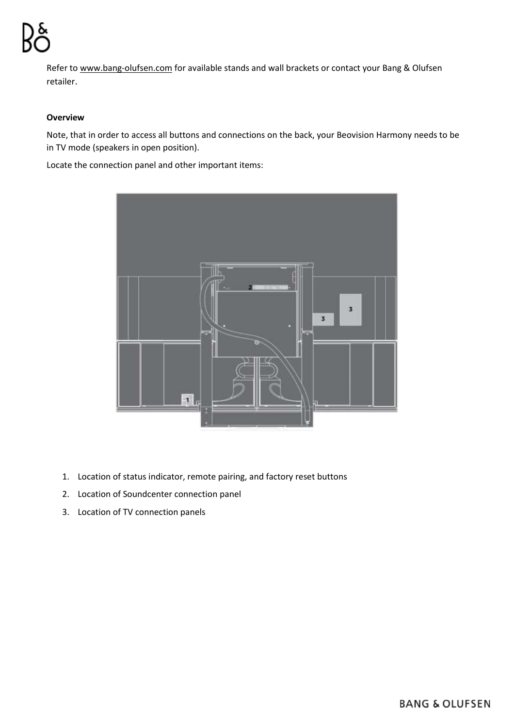Refer to www.bang-olufsen.com for available stands and wall brackets or contact your Bang & Olufsen retailer.

**Overview**

Note, that in order to access all buttons and connections on the back, your Beovision Harmony needs to be in TV mode (speakers in open position).

Locate the connection panel and other important items:

1. Location of status indicator, remote pairing, and factory reset buttons
2. Location of Soundcenter connection panel
3. Location of TV connection panels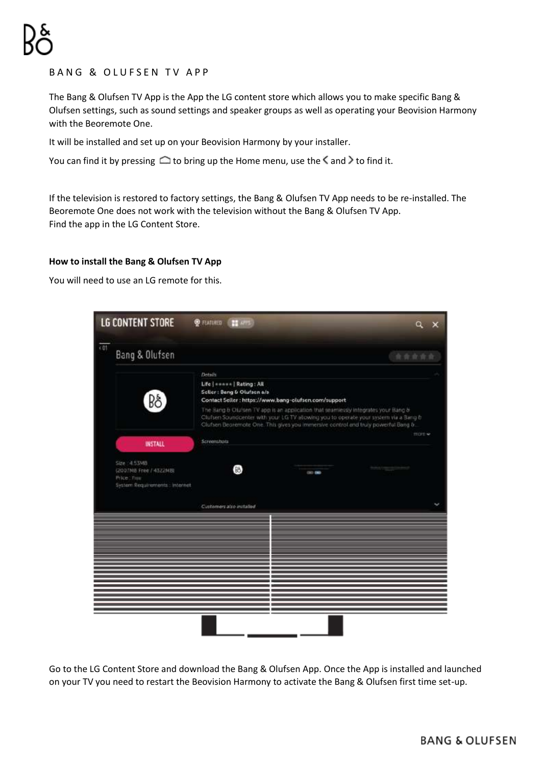## BANG & OLUFSEN TV APP

The Bang & Olufsen TV App is the App the LG content store which allows you to make specific Bang & Olufsen settings, such as sound settings and speaker groups as well as operating your Beovision Harmony with the Beoremote One.

It will be installed and set up on your Beovision Harmony by your installer.

You can find it by pressing ⌂ to bring up the Home menu, use the ‹ and › to find it.

If the television is restored to factory settings, the Bang & Olufsen TV App needs to be re-installed. The Beoremote One does not work with the television without the Bang & Olufsen TV App.
Find the app in the LG Content Store.

**How to install the Bang & Olufsen TV App**

You will need to use an LG remote for this.

Go to the LG Content Store and download the Bang & Olufsen App. Once the App is installed and launched on your TV you need to restart the Beovision Harmony to activate the Bang & Olufsen first time set-up.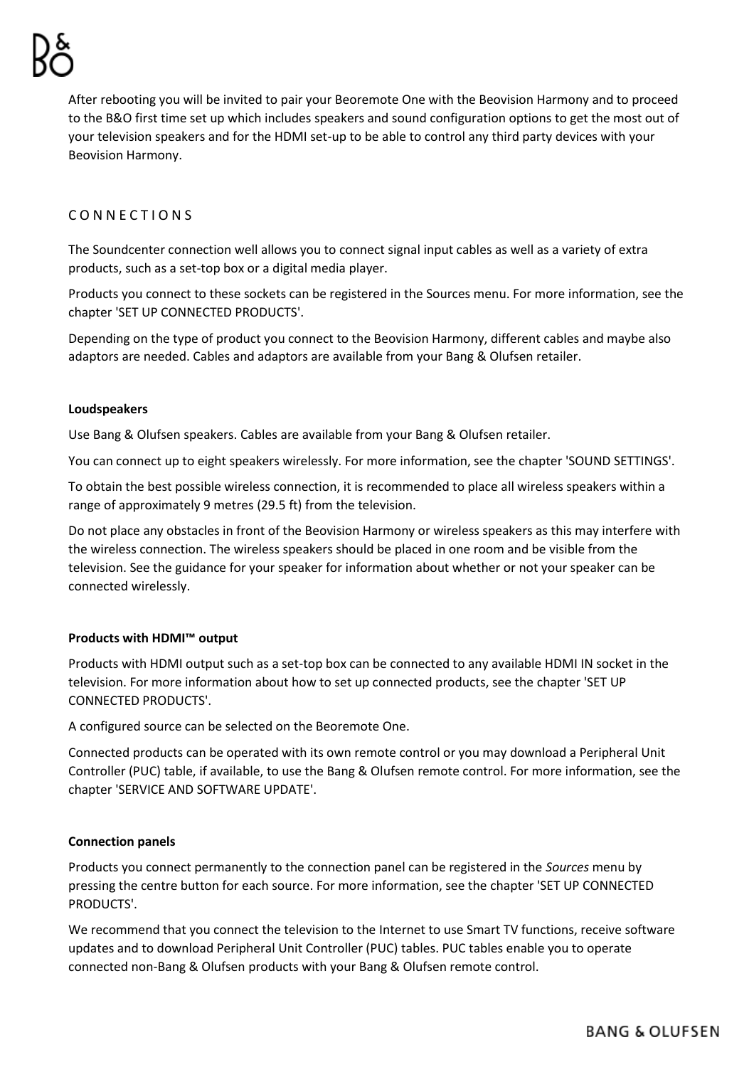After rebooting you will be invited to pair your Beoremote One with the Beovision Harmony and to proceed to the B&O first time set up which includes speakers and sound configuration options to get the most out of your television speakers and for the HDMI set-up to be able to control any third party devices with your Beovision Harmony.

## C O N N E C T I O N S

The Soundcenter connection well allows you to connect signal input cables as well as a variety of extra products, such as a set-top box or a digital media player.

Products you connect to these sockets can be registered in the Sources menu. For more information, see the chapter 'SET UP CONNECTED PRODUCTS'.

Depending on the type of product you connect to the Beovision Harmony, different cables and maybe also adaptors are needed. Cables and adaptors are available from your Bang & Olufsen retailer.

### Loudspeakers

Use Bang & Olufsen speakers. Cables are available from your Bang & Olufsen retailer.

You can connect up to eight speakers wirelessly. For more information, see the chapter 'SOUND SETTINGS'.

To obtain the best possible wireless connection, it is recommended to place all wireless speakers within a range of approximately 9 metres (29.5 ft) from the television.

Do not place any obstacles in front of the Beovision Harmony or wireless speakers as this may interfere with the wireless connection. The wireless speakers should be placed in one room and be visible from the television. See the guidance for your speaker for information about whether or not your speaker can be connected wirelessly.

### Products with HDMI™ output

Products with HDMI output such as a set-top box can be connected to any available HDMI IN socket in the television. For more information about how to set up connected products, see the chapter 'SET UP CONNECTED PRODUCTS'.

A configured source can be selected on the Beoremote One.

Connected products can be operated with its own remote control or you may download a Peripheral Unit Controller (PUC) table, if available, to use the Bang & Olufsen remote control. For more information, see the chapter 'SERVICE AND SOFTWARE UPDATE'.

### Connection panels

Products you connect permanently to the connection panel can be registered in the *Sources* menu by pressing the centre button for each source. For more information, see the chapter 'SET UP CONNECTED PRODUCTS'.

We recommend that you connect the television to the Internet to use Smart TV functions, receive software updates and to download Peripheral Unit Controller (PUC) tables. PUC tables enable you to operate connected non-Bang & Olufsen products with your Bang & Olufsen remote control.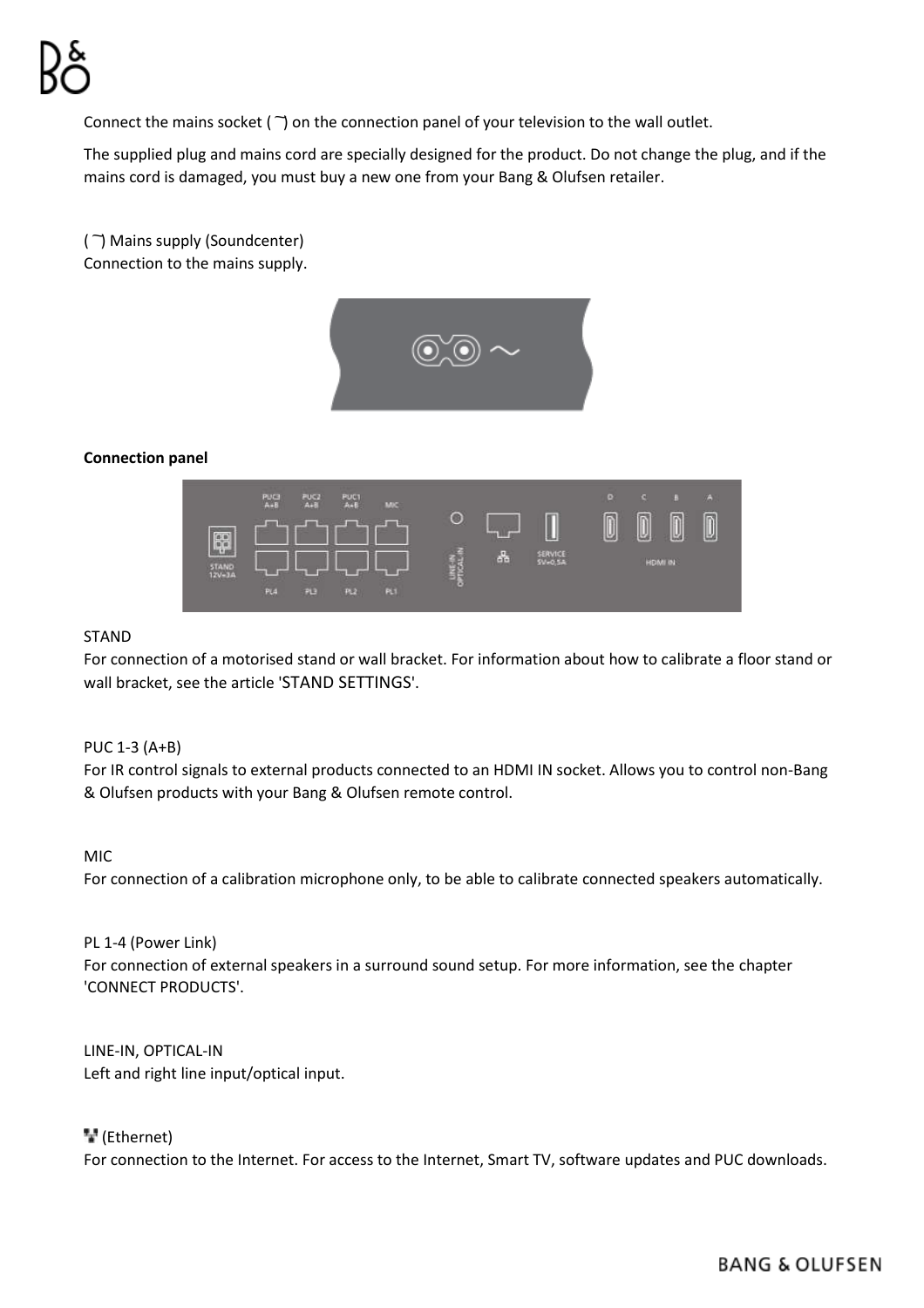Connect the mains socket ( ~ ) on the connection panel of your television to the wall outlet.

The supplied plug and mains cord are specially designed for the product. Do not change the plug, and if the mains cord is damaged, you must buy a new one from your Bang & Olufsen retailer.

( ~ ) Mains supply (Soundcenter)
Connection to the mains supply.

**Connection panel**

STAND
For connection of a motorised stand or wall bracket. For information about how to calibrate a floor stand or wall bracket, see the article 'STAND SETTINGS'.

PUC 1-3 (A+B)
For IR control signals to external products connected to an HDMI IN socket. Allows you to control non-Bang & Olufsen products with your Bang & Olufsen remote control.

MIC
For connection of a calibration microphone only, to be able to calibrate connected speakers automatically.

PL 1-4 (Power Link)
For connection of external speakers in a surround sound setup. For more information, see the chapter 'CONNECT PRODUCTS'.

LINE-IN, OPTICAL-IN
Left and right line input/optical input.

(Ethernet)
For connection to the Internet. For access to the Internet, Smart TV, software updates and PUC downloads.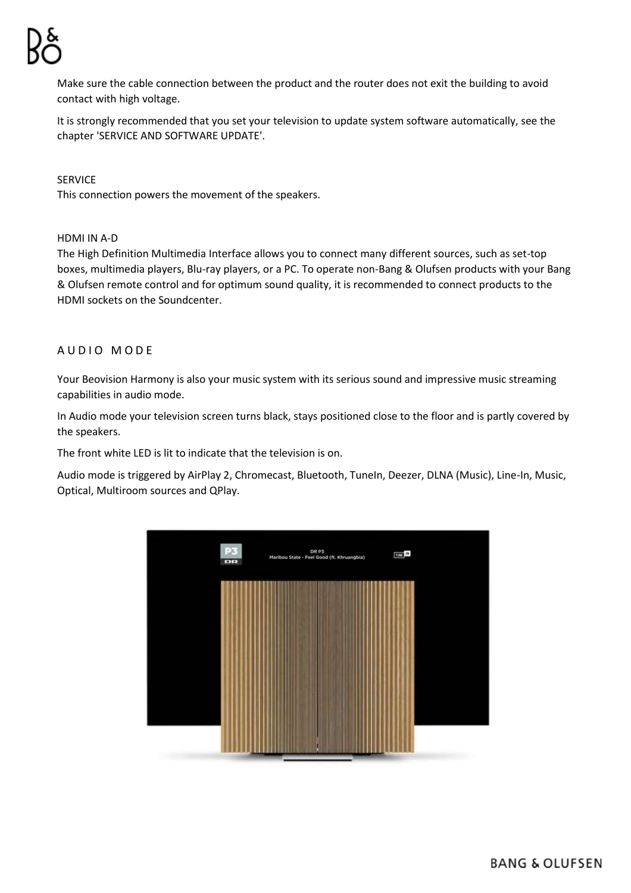Make sure the cable connection between the product and the router does not exit the building to avoid contact with high voltage.

It is strongly recommended that you set your television to update system software automatically, see the chapter 'SERVICE AND SOFTWARE UPDATE'.

SERVICE
This connection powers the movement of the speakers.

HDMI IN A-D
The High Definition Multimedia Interface allows you to connect many different sources, such as set-top boxes, multimedia players, Blu-ray players, or a PC. To operate non-Bang & Olufsen products with your Bang & Olufsen remote control and for optimum sound quality, it is recommended to connect products to the HDMI sockets on the Soundcenter.

## AUDIO MODE

Your Beovision Harmony is also your music system with its serious sound and impressive music streaming capabilities in audio mode.

In Audio mode your television screen turns black, stays positioned close to the floor and is partly covered by the speakers.

The front white LED is lit to indicate that the television is on.

Audio mode is triggered by AirPlay 2, Chromecast, Bluetooth, TuneIn, Deezer, DLNA (Music), Line-In, Music, Optical, Multiroom sources and QPlay.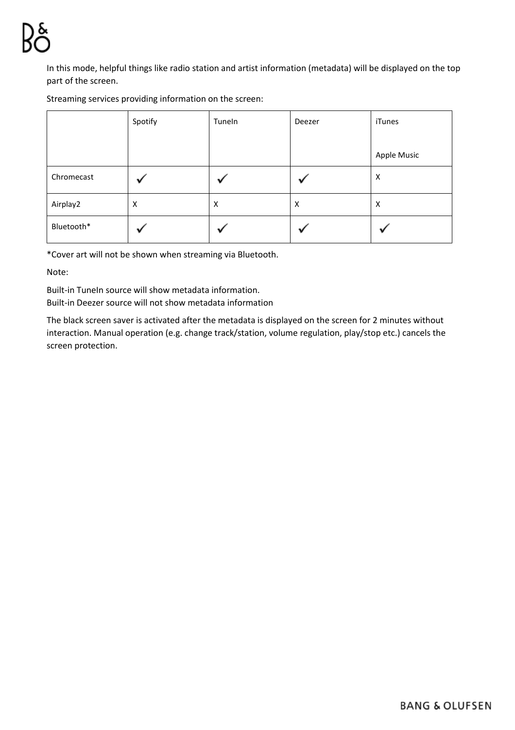In this mode, helpful things like radio station and artist information (metadata) will be displayed on the top part of the screen.

Streaming services providing information on the screen:

| | Spotify | TuneIn | Deezer | iTunes<br><br>Apple Music |
|---|---|---|---|---|
| Chromecast | ✓ | ✓ | ✓ | X |
| Airplay2 | X | X | X | X |
| Bluetooth* | ✓ | ✓ | ✓ | ✓ |

*Cover art will not be shown when streaming via Bluetooth.

Note:

Built-in TuneIn source will show metadata information.
Built-in Deezer source will not show metadata information

The black screen saver is activated after the metadata is displayed on the screen for 2 minutes without interaction. Manual operation (e.g. change track/station, volume regulation, play/stop etc.) cancels the screen protection.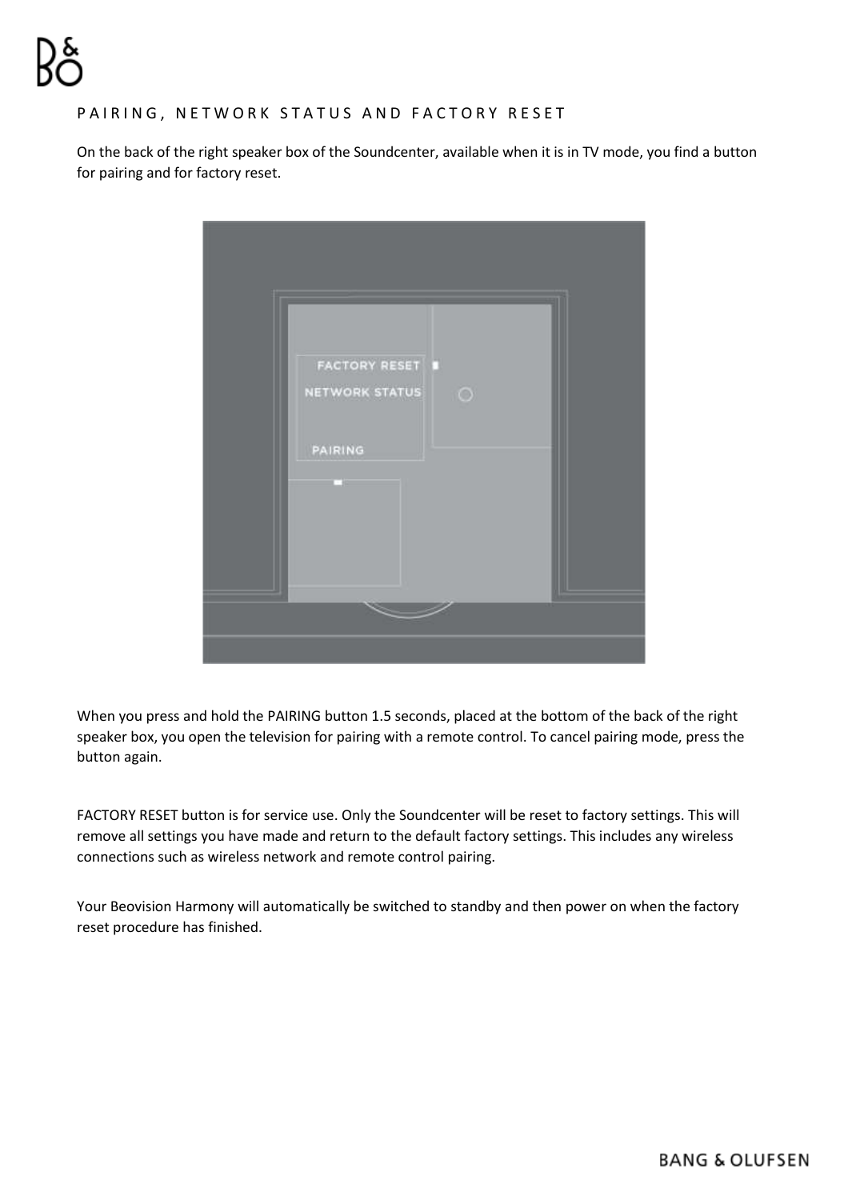## PAIRING, NETWORK STATUS AND FACTORY RESET

On the back of the right speaker box of the Soundcenter, available when it is in TV mode, you find a button for pairing and for factory reset.

When you press and hold the PAIRING button 1.5 seconds, placed at the bottom of the back of the right speaker box, you open the television for pairing with a remote control. To cancel pairing mode, press the button again.

FACTORY RESET button is for service use. Only the Soundcenter will be reset to factory settings. This will remove all settings you have made and return to the default factory settings. This includes any wireless connections such as wireless network and remote control pairing.

Your Beovision Harmony will automatically be switched to standby and then power on when the factory reset procedure has finished.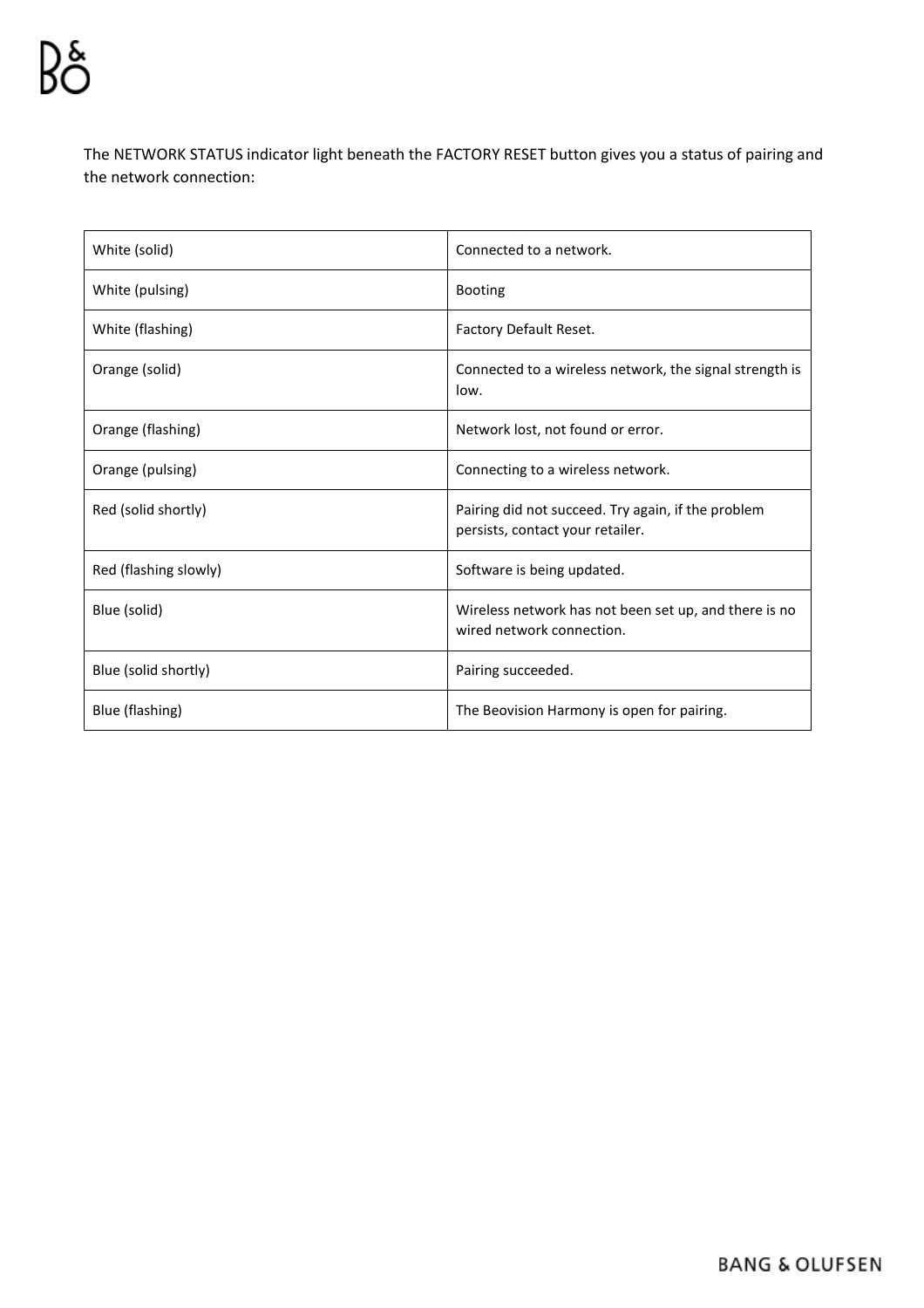The NETWORK STATUS indicator light beneath the FACTORY RESET button gives you a status of pairing and the network connection:

| | |
|---|---|
| White (solid) | Connected to a network. |
| White (pulsing) | Booting |
| White (flashing) | Factory Default Reset. |
| Orange (solid) | Connected to a wireless network, the signal strength is low. |
| Orange (flashing) | Network lost, not found or error. |
| Orange (pulsing) | Connecting to a wireless network. |
| Red (solid shortly) | Pairing did not succeed. Try again, if the problem persists, contact your retailer. |
| Red (flashing slowly) | Software is being updated. |
| Blue (solid) | Wireless network has not been set up, and there is no wired network connection. |
| Blue (solid shortly) | Pairing succeeded. |
| Blue (flashing) | The Beovision Harmony is open for pairing. |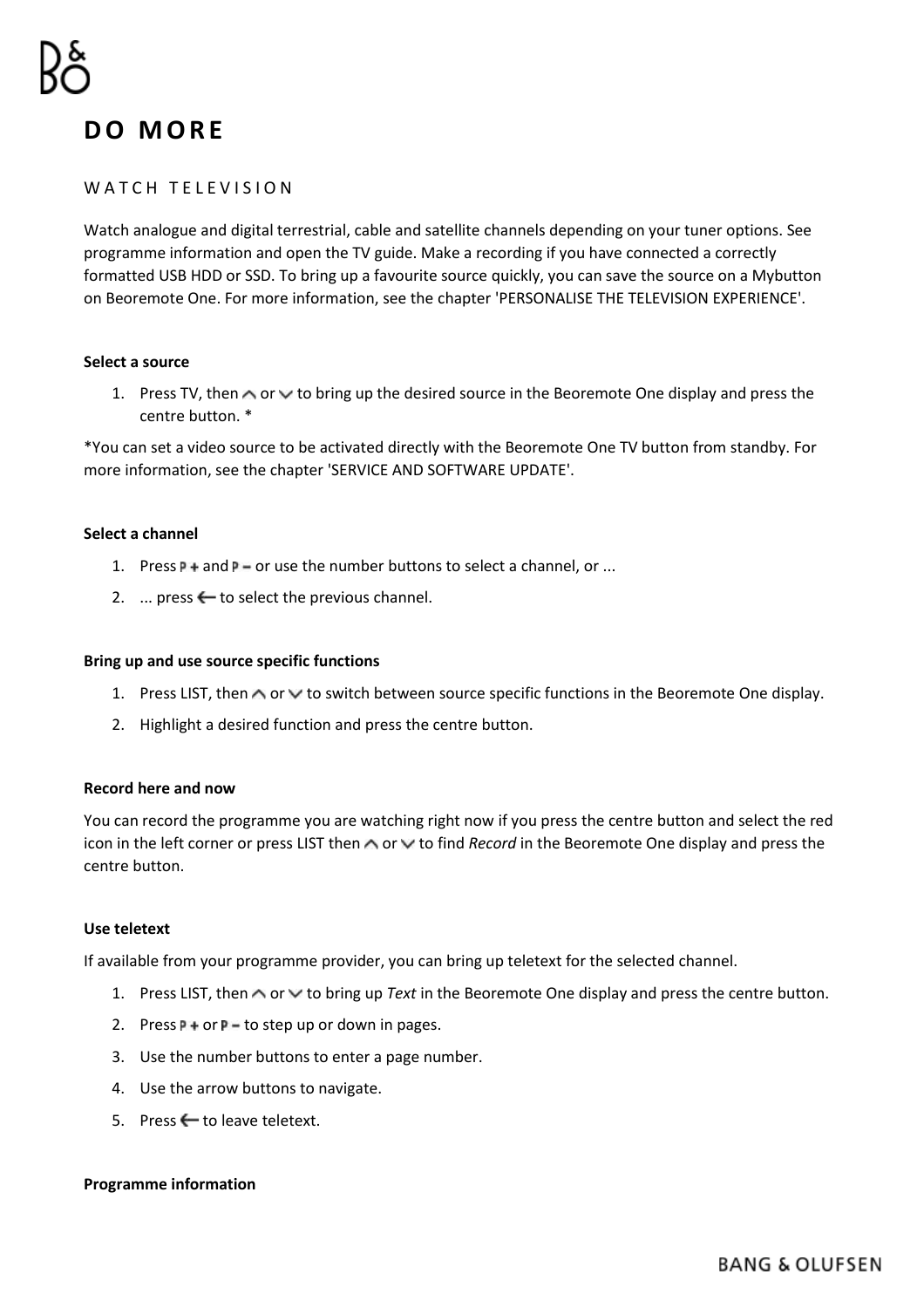# DO MORE

## WATCH TELEVISION

Watch analogue and digital terrestrial, cable and satellite channels depending on your tuner options. See programme information and open the TV guide. Make a recording if you have connected a correctly formatted USB HDD or SSD. To bring up a favourite source quickly, you can save the source on a Mybutton on Beoremote One. For more information, see the chapter 'PERSONALISE THE TELEVISION EXPERIENCE'.

**Select a source**

1. Press TV, then ∧ or ∨ to bring up the desired source in the Beoremote One display and press the centre button. *

*You can set a video source to be activated directly with the Beoremote One TV button from standby. For more information, see the chapter 'SERVICE AND SOFTWARE UPDATE'.

**Select a channel**

1. Press P + and P – or use the number buttons to select a channel, or ...
2. ... press ⟵ to select the previous channel.

**Bring up and use source specific functions**

1. Press LIST, then ∧ or ∨ to switch between source specific functions in the Beoremote One display.
2. Highlight a desired function and press the centre button.

**Record here and now**

You can record the programme you are watching right now if you press the centre button and select the red icon in the left corner or press LIST then ∧ or ∨ to find *Record* in the Beoremote One display and press the centre button.

**Use teletext**

If available from your programme provider, you can bring up teletext for the selected channel.

1. Press LIST, then ∧ or ∨ to bring up *Text* in the Beoremote One display and press the centre button.
2. Press P + or P – to step up or down in pages.
3. Use the number buttons to enter a page number.
4. Use the arrow buttons to navigate.
5. Press ⟵ to leave teletext.

**Programme information**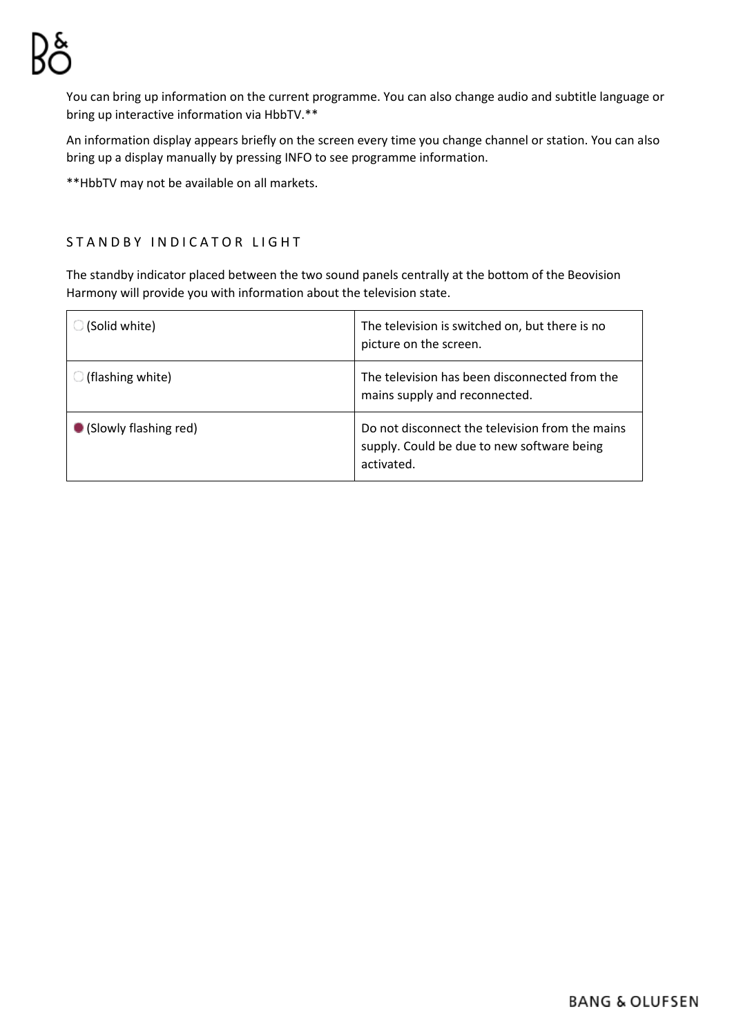You can bring up information on the current programme. You can also change audio and subtitle language or bring up interactive information via HbbTV.**

An information display appears briefly on the screen every time you change channel or station. You can also bring up a display manually by pressing INFO to see programme information.

**HbbTV may not be available on all markets.

## STANDBY INDICATOR LIGHT

The standby indicator placed between the two sound panels centrally at the bottom of the Beovision Harmony will provide you with information about the television state.

| | |
|---|---|
| (Solid white) | The television is switched on, but there is no picture on the screen. |
| (flashing white) | The television has been disconnected from the mains supply and reconnected. |
| (Slowly flashing red) | Do not disconnect the television from the mains supply. Could be due to new software being activated. |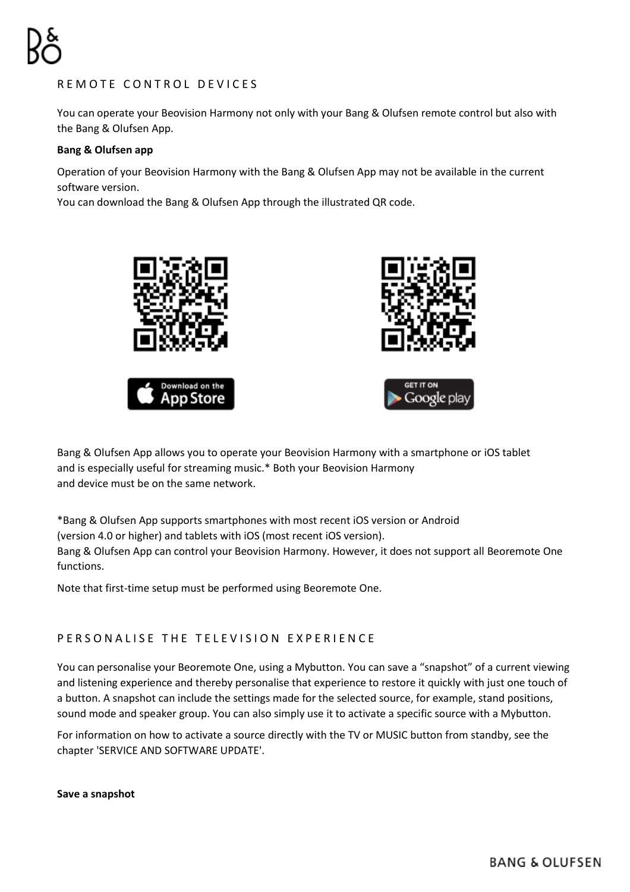## REMOTE CONTROL DEVICES

You can operate your Beovision Harmony not only with your Bang & Olufsen remote control but also with the Bang & Olufsen App.

**Bang & Olufsen app**

Operation of your Beovision Harmony with the Bang & Olufsen App may not be available in the current software version.
You can download the Bang & Olufsen App through the illustrated QR code.

Bang & Olufsen App allows you to operate your Beovision Harmony with a smartphone or iOS tablet and is especially useful for streaming music.* Both your Beovision Harmony and device must be on the same network.

*Bang & Olufsen App supports smartphones with most recent iOS version or Android (version 4.0 or higher) and tablets with iOS (most recent iOS version).
Bang & Olufsen App can control your Beovision Harmony. However, it does not support all Beoremote One functions.

Note that first-time setup must be performed using Beoremote One.

## PERSONALISE THE TELEVISION EXPERIENCE

You can personalise your Beoremote One, using a Mybutton. You can save a "snapshot" of a current viewing and listening experience and thereby personalise that experience to restore it quickly with just one touch of a button. A snapshot can include the settings made for the selected source, for example, stand positions, sound mode and speaker group. You can also simply use it to activate a specific source with a Mybutton.

For information on how to activate a source directly with the TV or MUSIC button from standby, see the chapter 'SERVICE AND SOFTWARE UPDATE'.

**Save a snapshot**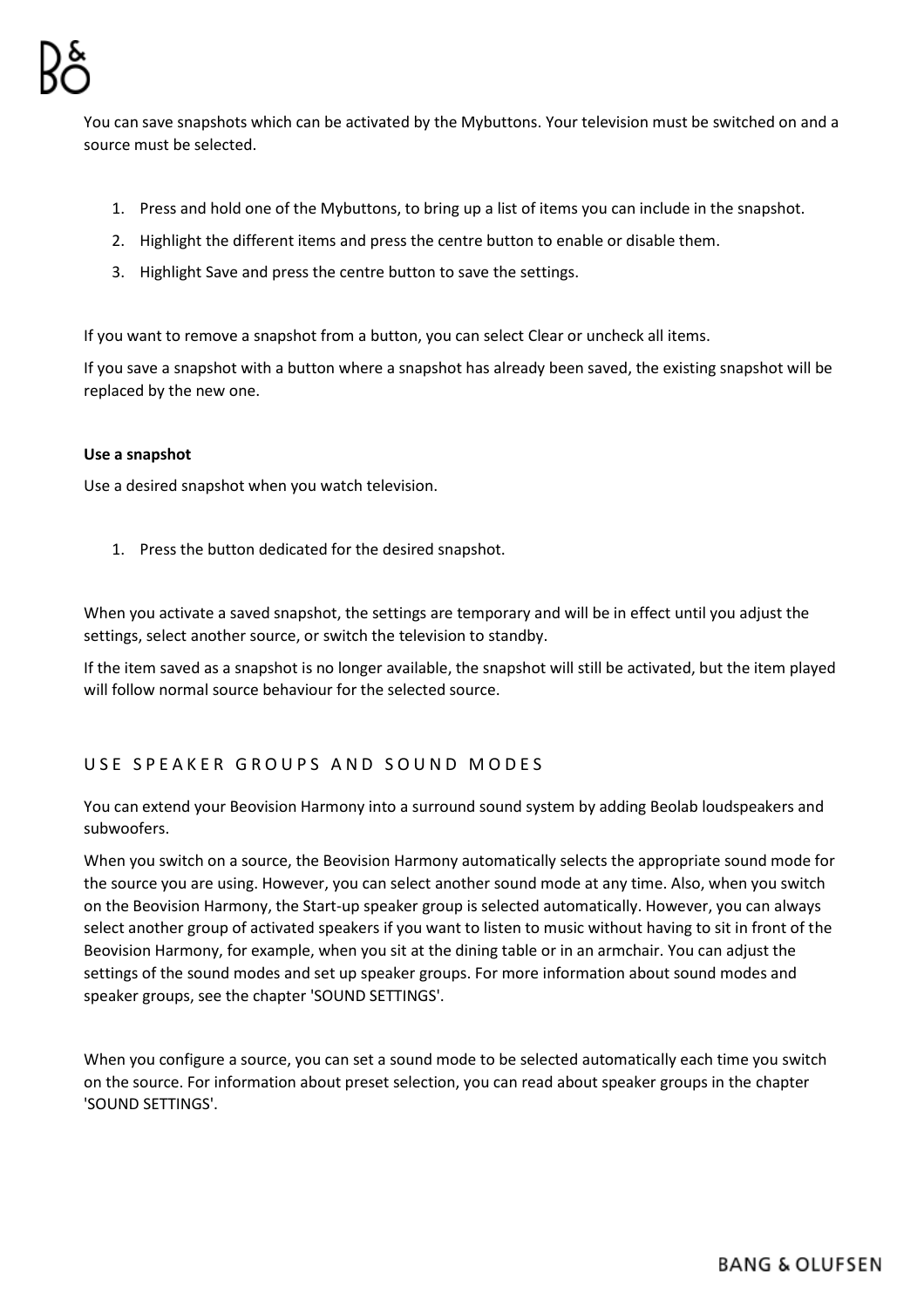You can save snapshots which can be activated by the Mybuttons. Your television must be switched on and a source must be selected.

1. Press and hold one of the Mybuttons, to bring up a list of items you can include in the snapshot.
2. Highlight the different items and press the centre button to enable or disable them.
3. Highlight Save and press the centre button to save the settings.

If you want to remove a snapshot from a button, you can select Clear or uncheck all items.

If you save a snapshot with a button where a snapshot has already been saved, the existing snapshot will be replaced by the new one.

**Use a snapshot**

Use a desired snapshot when you watch television.

1. Press the button dedicated for the desired snapshot.

When you activate a saved snapshot, the settings are temporary and will be in effect until you adjust the settings, select another source, or switch the television to standby.

If the item saved as a snapshot is no longer available, the snapshot will still be activated, but the item played will follow normal source behaviour for the selected source.

## USE SPEAKER GROUPS AND SOUND MODES

You can extend your Beovision Harmony into a surround sound system by adding Beolab loudspeakers and subwoofers.

When you switch on a source, the Beovision Harmony automatically selects the appropriate sound mode for the source you are using. However, you can select another sound mode at any time. Also, when you switch on the Beovision Harmony, the Start-up speaker group is selected automatically. However, you can always select another group of activated speakers if you want to listen to music without having to sit in front of the Beovision Harmony, for example, when you sit at the dining table or in an armchair. You can adjust the settings of the sound modes and set up speaker groups. For more information about sound modes and speaker groups, see the chapter 'SOUND SETTINGS'.

When you configure a source, you can set a sound mode to be selected automatically each time you switch on the source. For information about preset selection, you can read about speaker groups in the chapter 'SOUND SETTINGS'.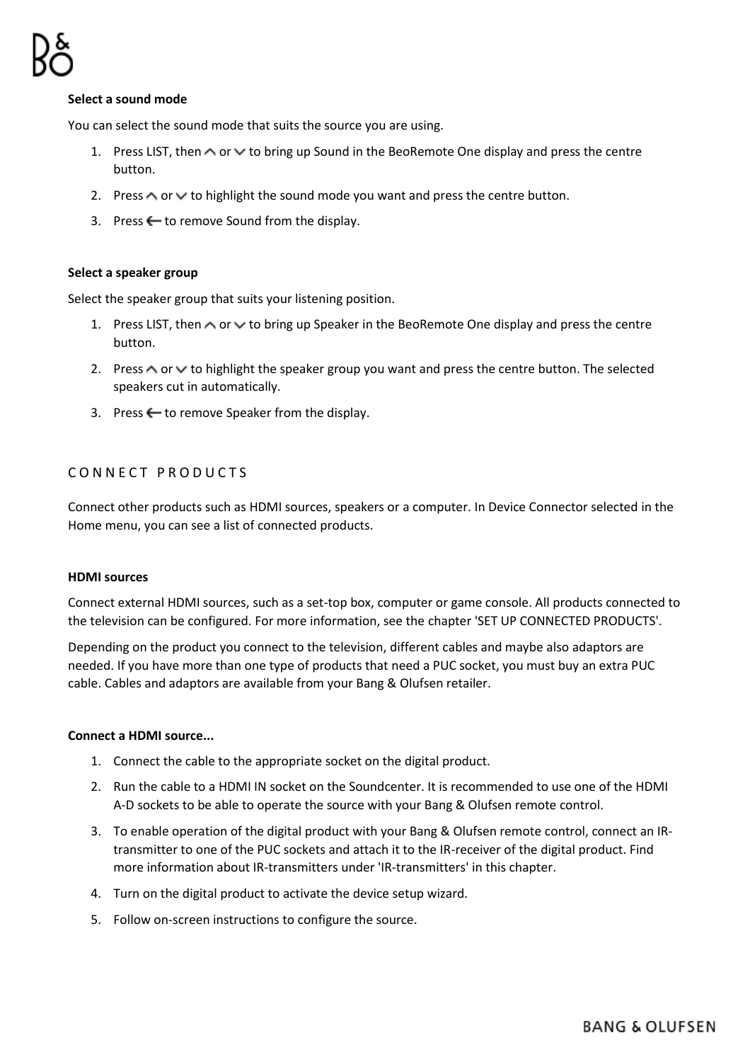**Select a sound mode**

You can select the sound mode that suits the source you are using.

1. Press LIST, then ∧ or ∨ to bring up Sound in the BeoRemote One display and press the centre button.
2. Press ∧ or ∨ to highlight the sound mode you want and press the centre button.
3. Press ⟵ to remove Sound from the display.

**Select a speaker group**

Select the speaker group that suits your listening position.

1. Press LIST, then ∧ or ∨ to bring up Speaker in the BeoRemote One display and press the centre button.
2. Press ∧ or ∨ to highlight the speaker group you want and press the centre button. The selected speakers cut in automatically.
3. Press ⟵ to remove Speaker from the display.

## CONNECT PRODUCTS

Connect other products such as HDMI sources, speakers or a computer. In Device Connector selected in the Home menu, you can see a list of connected products.

**HDMI sources**

Connect external HDMI sources, such as a set-top box, computer or game console. All products connected to the television can be configured. For more information, see the chapter 'SET UP CONNECTED PRODUCTS'.

Depending on the product you connect to the television, different cables and maybe also adaptors are needed. If you have more than one type of products that need a PUC socket, you must buy an extra PUC cable. Cables and adaptors are available from your Bang & Olufsen retailer.

**Connect a HDMI source...**

1. Connect the cable to the appropriate socket on the digital product.
2. Run the cable to a HDMI IN socket on the Soundcenter. It is recommended to use one of the HDMI A-D sockets to be able to operate the source with your Bang & Olufsen remote control.
3. To enable operation of the digital product with your Bang & Olufsen remote control, connect an IR-transmitter to one of the PUC sockets and attach it to the IR-receiver of the digital product. Find more information about IR-transmitters under 'IR-transmitters' in this chapter.
4. Turn on the digital product to activate the device setup wizard.
5. Follow on-screen instructions to configure the source.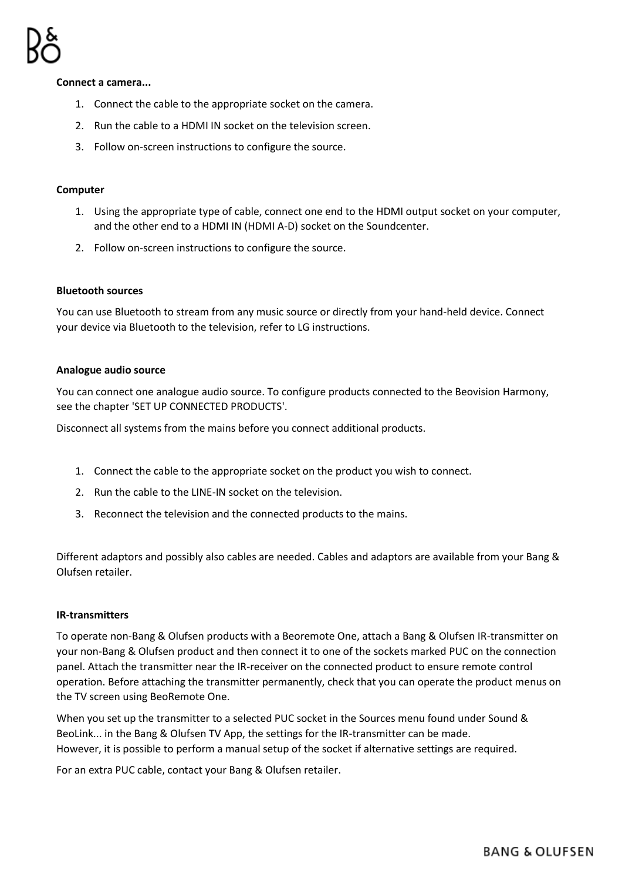**Connect a camera...**

1. Connect the cable to the appropriate socket on the camera.
2. Run the cable to a HDMI IN socket on the television screen.
3. Follow on-screen instructions to configure the source.

**Computer**

1. Using the appropriate type of cable, connect one end to the HDMI output socket on your computer, and the other end to a HDMI IN (HDMI A-D) socket on the Soundcenter.
2. Follow on-screen instructions to configure the source.

**Bluetooth sources**

You can use Bluetooth to stream from any music source or directly from your hand-held device. Connect your device via Bluetooth to the television, refer to LG instructions.

**Analogue audio source**

You can connect one analogue audio source. To configure products connected to the Beovision Harmony, see the chapter 'SET UP CONNECTED PRODUCTS'.

Disconnect all systems from the mains before you connect additional products.

1. Connect the cable to the appropriate socket on the product you wish to connect.
2. Run the cable to the LINE-IN socket on the television.
3. Reconnect the television and the connected products to the mains.

Different adaptors and possibly also cables are needed. Cables and adaptors are available from your Bang & Olufsen retailer.

**IR-transmitters**

To operate non-Bang & Olufsen products with a Beoremote One, attach a Bang & Olufsen IR-transmitter on your non-Bang & Olufsen product and then connect it to one of the sockets marked PUC on the connection panel. Attach the transmitter near the IR-receiver on the connected product to ensure remote control operation. Before attaching the transmitter permanently, check that you can operate the product menus on the TV screen using BeoRemote One.

When you set up the transmitter to a selected PUC socket in the Sources menu found under Sound & BeoLink... in the Bang & Olufsen TV App, the settings for the IR-transmitter can be made. However, it is possible to perform a manual setup of the socket if alternative settings are required.

For an extra PUC cable, contact your Bang & Olufsen retailer.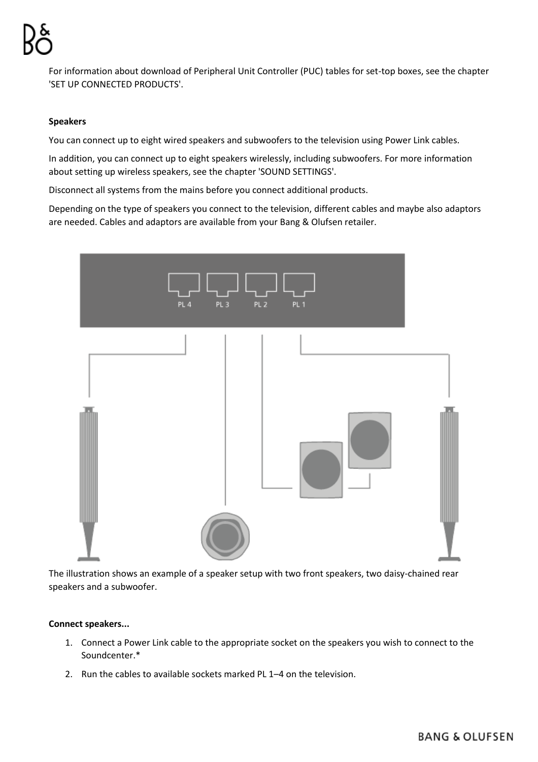For information about download of Peripheral Unit Controller (PUC) tables for set-top boxes, see the chapter 'SET UP CONNECTED PRODUCTS'.

**Speakers**

You can connect up to eight wired speakers and subwoofers to the television using Power Link cables.

In addition, you can connect up to eight speakers wirelessly, including subwoofers. For more information about setting up wireless speakers, see the chapter 'SOUND SETTINGS'.

Disconnect all systems from the mains before you connect additional products.

Depending on the type of speakers you connect to the television, different cables and maybe also adaptors are needed. Cables and adaptors are available from your Bang & Olufsen retailer.

The illustration shows an example of a speaker setup with two front speakers, two daisy-chained rear speakers and a subwoofer.

**Connect speakers...**

1. Connect a Power Link cable to the appropriate socket on the speakers you wish to connect to the Soundcenter.*
2. Run the cables to available sockets marked PL 1–4 on the television.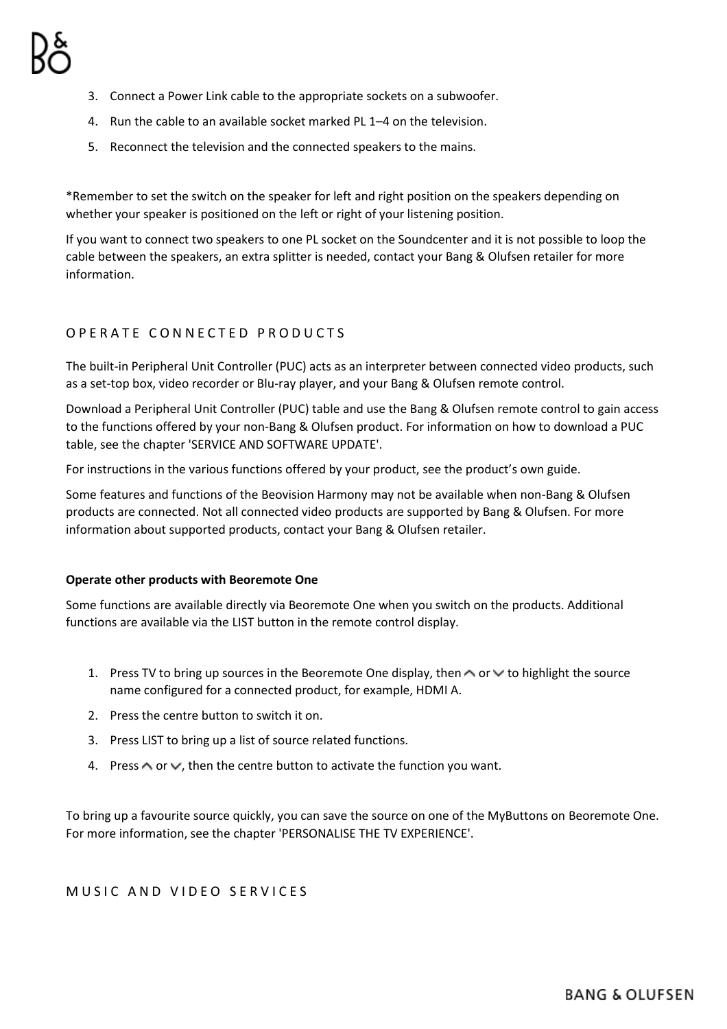3. Connect a Power Link cable to the appropriate sockets on a subwoofer.
4. Run the cable to an available socket marked PL 1–4 on the television.
5. Reconnect the television and the connected speakers to the mains.

*Remember to set the switch on the speaker for left and right position on the speakers depending on whether your speaker is positioned on the left or right of your listening position.

If you want to connect two speakers to one PL socket on the Soundcenter and it is not possible to loop the cable between the speakers, an extra splitter is needed, contact your Bang & Olufsen retailer for more information.

## OPERATE CONNECTED PRODUCTS

The built-in Peripheral Unit Controller (PUC) acts as an interpreter between connected video products, such as a set-top box, video recorder or Blu-ray player, and your Bang & Olufsen remote control.

Download a Peripheral Unit Controller (PUC) table and use the Bang & Olufsen remote control to gain access to the functions offered by your non-Bang & Olufsen product. For information on how to download a PUC table, see the chapter 'SERVICE AND SOFTWARE UPDATE'.

For instructions in the various functions offered by your product, see the product's own guide.

Some features and functions of the Beovision Harmony may not be available when non-Bang & Olufsen products are connected. Not all connected video products are supported by Bang & Olufsen. For more information about supported products, contact your Bang & Olufsen retailer.

### Operate other products with Beoremote One

Some functions are available directly via Beoremote One when you switch on the products. Additional functions are available via the LIST button in the remote control display.

1. Press TV to bring up sources in the Beoremote One display, then ∧ or ∨ to highlight the source name configured for a connected product, for example, HDMI A.
2. Press the centre button to switch it on.
3. Press LIST to bring up a list of source related functions.
4. Press ∧ or ∨, then the centre button to activate the function you want.

To bring up a favourite source quickly, you can save the source on one of the MyButtons on Beoremote One. For more information, see the chapter 'PERSONALISE THE TV EXPERIENCE'.

## MUSIC AND VIDEO SERVICES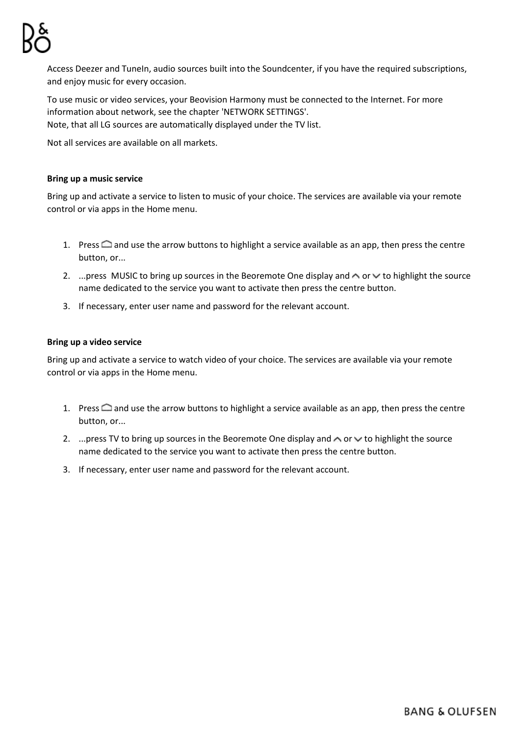Access Deezer and TuneIn, audio sources built into the Soundcenter, if you have the required subscriptions, and enjoy music for every occasion.

To use music or video services, your Beovision Harmony must be connected to the Internet. For more information about network, see the chapter 'NETWORK SETTINGS'.
Note, that all LG sources are automatically displayed under the TV list.

Not all services are available on all markets.

**Bring up a music service**

Bring up and activate a service to listen to music of your choice. The services are available via your remote control or via apps in the Home menu.

1. Press ⌂ and use the arrow buttons to highlight a service available as an app, then press the centre button, or...
2. ...press MUSIC to bring up sources in the Beoremote One display and ∧ or ∨ to highlight the source name dedicated to the service you want to activate then press the centre button.
3. If necessary, enter user name and password for the relevant account.

**Bring up a video service**

Bring up and activate a service to watch video of your choice. The services are available via your remote control or via apps in the Home menu.

1. Press ⌂ and use the arrow buttons to highlight a service available as an app, then press the centre button, or...
2. ...press TV to bring up sources in the Beoremote One display and ∧ or ∨ to highlight the source name dedicated to the service you want to activate then press the centre button.
3. If necessary, enter user name and password for the relevant account.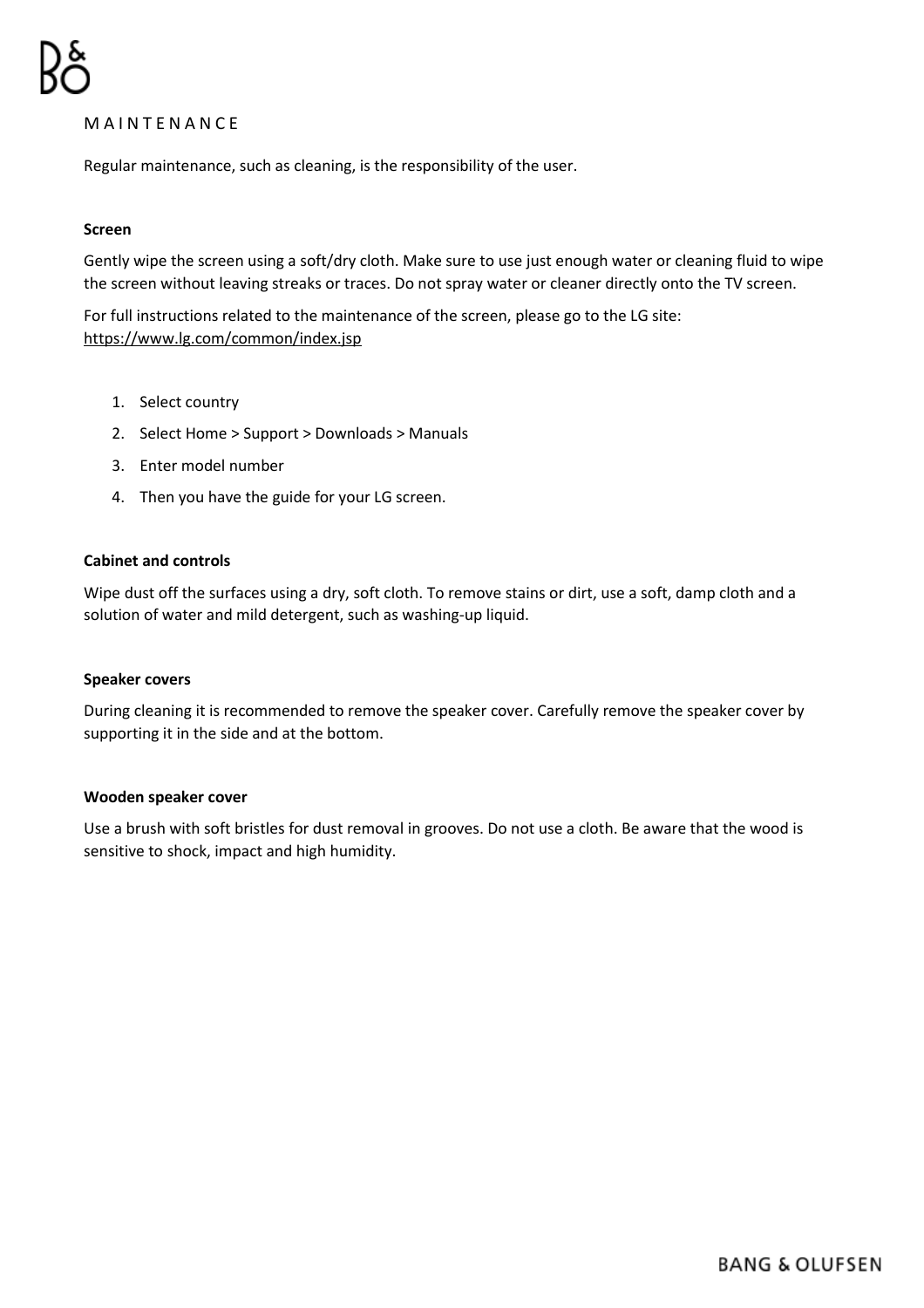# MAINTENANCE

Regular maintenance, such as cleaning, is the responsibility of the user.

**Screen**

Gently wipe the screen using a soft/dry cloth. Make sure to use just enough water or cleaning fluid to wipe the screen without leaving streaks or traces. Do not spray water or cleaner directly onto the TV screen.

For full instructions related to the maintenance of the screen, please go to the LG site: https://www.lg.com/common/index.jsp

1. Select country
2. Select Home > Support > Downloads > Manuals
3. Enter model number
4. Then you have the guide for your LG screen.

**Cabinet and controls**

Wipe dust off the surfaces using a dry, soft cloth. To remove stains or dirt, use a soft, damp cloth and a solution of water and mild detergent, such as washing-up liquid.

**Speaker covers**

During cleaning it is recommended to remove the speaker cover. Carefully remove the speaker cover by supporting it in the side and at the bottom.

**Wooden speaker cover**

Use a brush with soft bristles for dust removal in grooves. Do not use a cloth. Be aware that the wood is sensitive to shock, impact and high humidity.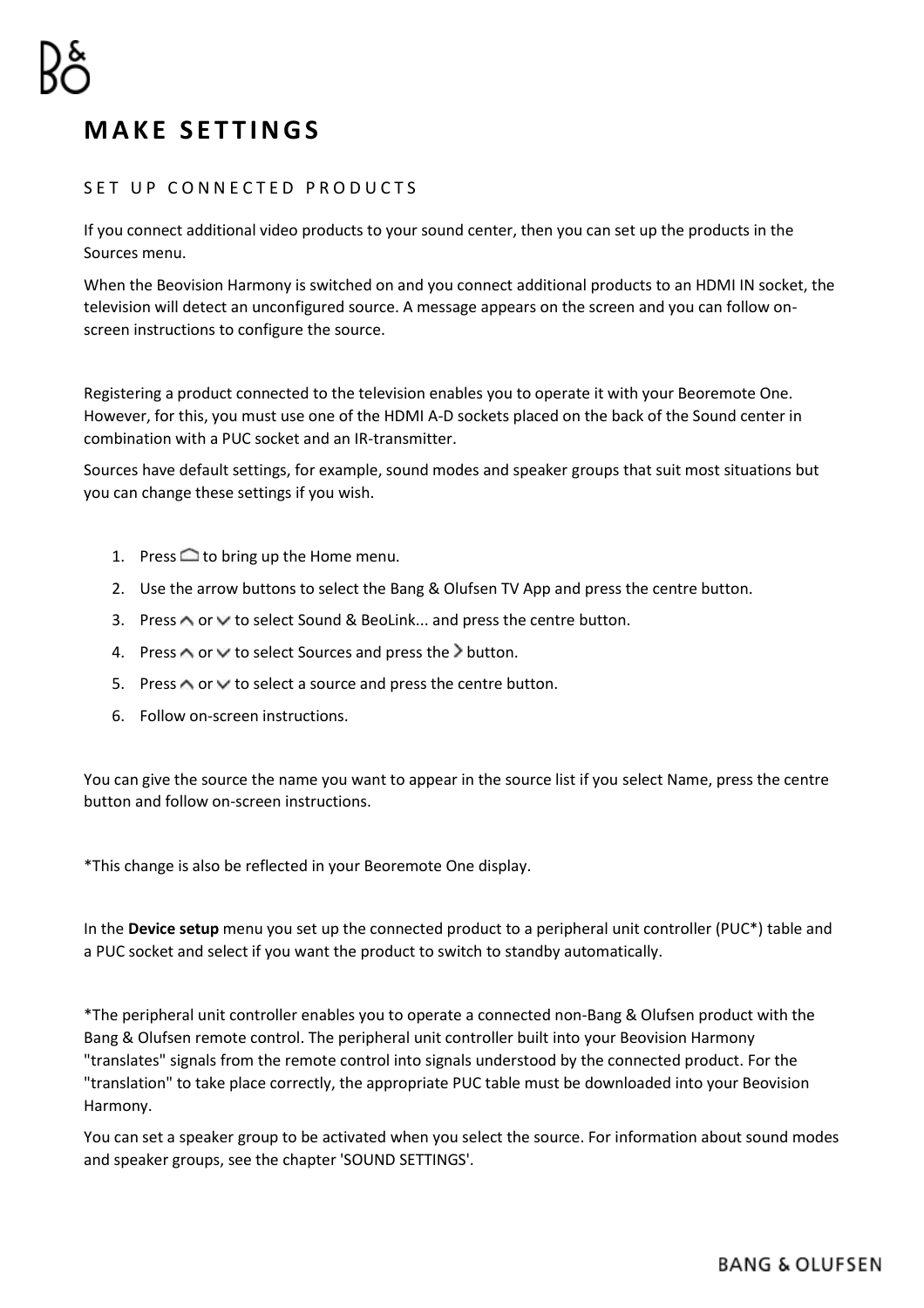# MAKE SETTINGS

## SET UP CONNECTED PRODUCTS

If you connect additional video products to your sound center, then you can set up the products in the Sources menu.

When the Beovision Harmony is switched on and you connect additional products to an HDMI IN socket, the television will detect an unconfigured source. A message appears on the screen and you can follow on-screen instructions to configure the source.

Registering a product connected to the television enables you to operate it with your Beoremote One. However, for this, you must use one of the HDMI A-D sockets placed on the back of the Sound center in combination with a PUC socket and an IR-transmitter.

Sources have default settings, for example, sound modes and speaker groups that suit most situations but you can change these settings if you wish.

1. Press ⌂ to bring up the Home menu.
2. Use the arrow buttons to select the Bang & Olufsen TV App and press the centre button.
3. Press ∧ or ∨ to select Sound & BeoLink... and press the centre button.
4. Press ∧ or ∨ to select Sources and press the › button.
5. Press ∧ or ∨ to select a source and press the centre button.
6. Follow on-screen instructions.

You can give the source the name you want to appear in the source list if you select Name, press the centre button and follow on-screen instructions.

*This change is also be reflected in your Beoremote One display.

In the **Device setup** menu you set up the connected product to a peripheral unit controller (PUC*) table and a PUC socket and select if you want the product to switch to standby automatically.

*The peripheral unit controller enables you to operate a connected non-Bang & Olufsen product with the Bang & Olufsen remote control. The peripheral unit controller built into your Beovision Harmony "translates" signals from the remote control into signals understood by the connected product. For the "translation" to take place correctly, the appropriate PUC table must be downloaded into your Beovision Harmony.

You can set a speaker group to be activated when you select the source. For information about sound modes and speaker groups, see the chapter 'SOUND SETTINGS'.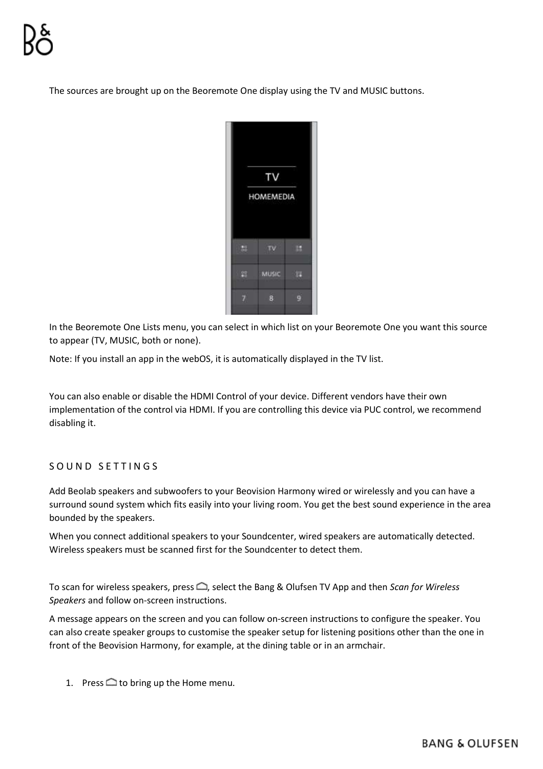The sources are brought up on the Beoremote One display using the TV and MUSIC buttons.

In the Beoremote One Lists menu, you can select in which list on your Beoremote One you want this source to appear (TV, MUSIC, both or none).

Note: If you install an app in the webOS, it is automatically displayed in the TV list.

You can also enable or disable the HDMI Control of your device. Different vendors have their own implementation of the control via HDMI. If you are controlling this device via PUC control, we recommend disabling it.

## SOUND SETTINGS

Add Beolab speakers and subwoofers to your Beovision Harmony wired or wirelessly and you can have a surround sound system which fits easily into your living room. You get the best sound experience in the area bounded by the speakers.

When you connect additional speakers to your Soundcenter, wired speakers are automatically detected. Wireless speakers must be scanned first for the Soundcenter to detect them.

To scan for wireless speakers, press ⌂, select the Bang & Olufsen TV App and then *Scan for Wireless Speakers* and follow on-screen instructions.

A message appears on the screen and you can follow on-screen instructions to configure the speaker. You can also create speaker groups to customise the speaker setup for listening positions other than the one in front of the Beovision Harmony, for example, at the dining table or in an armchair.

1. Press ⌂ to bring up the Home menu.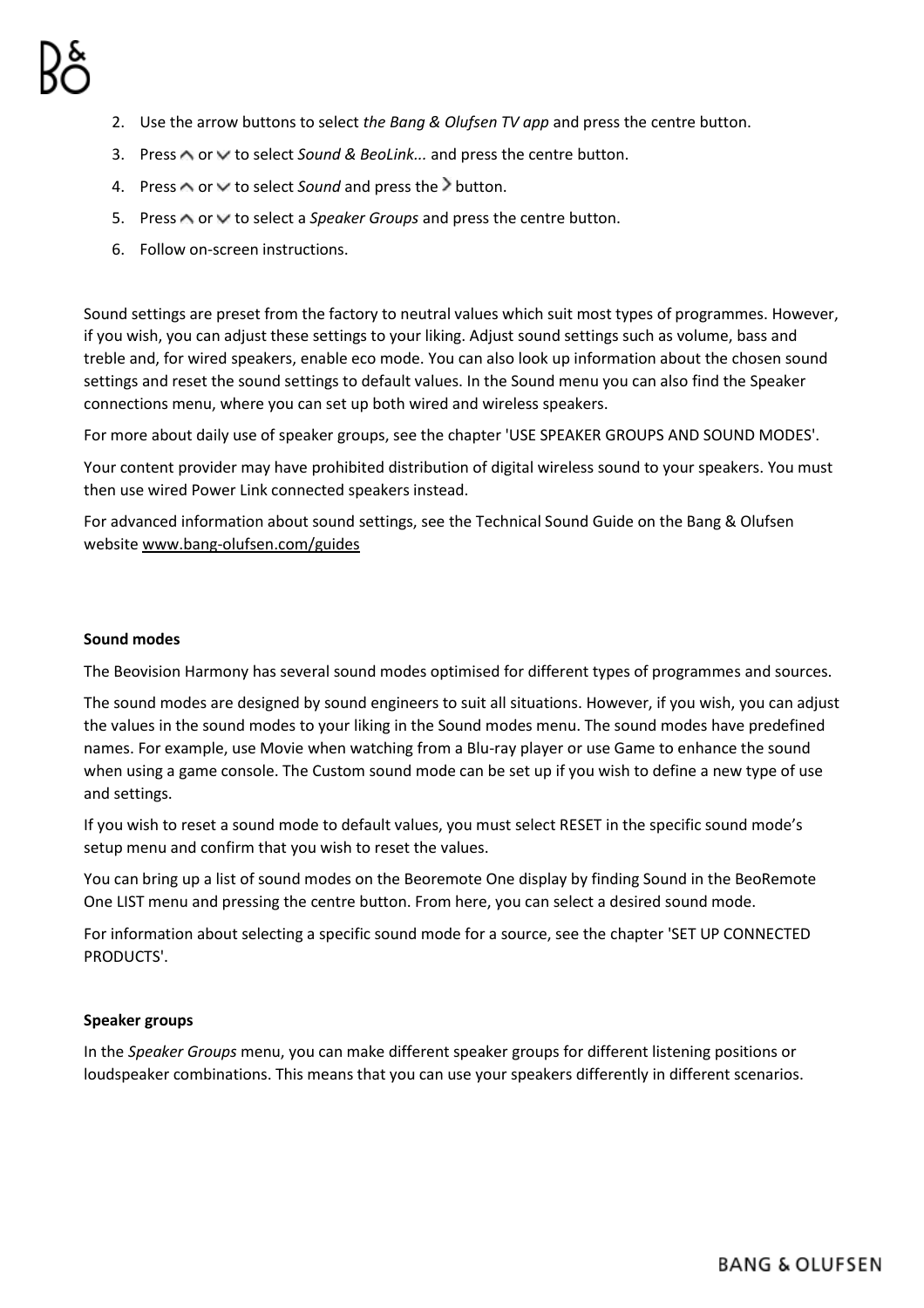2. Use the arrow buttons to select *the Bang & Olufsen TV app* and press the centre button.
3. Press ∧ or ∨ to select *Sound & BeoLink...* and press the centre button.
4. Press ∧ or ∨ to select *Sound* and press the › button.
5. Press ∧ or ∨ to select a *Speaker Groups* and press the centre button.
6. Follow on-screen instructions.

Sound settings are preset from the factory to neutral values which suit most types of programmes. However, if you wish, you can adjust these settings to your liking. Adjust sound settings such as volume, bass and treble and, for wired speakers, enable eco mode. You can also look up information about the chosen sound settings and reset the sound settings to default values. In the Sound menu you can also find the Speaker connections menu, where you can set up both wired and wireless speakers.

For more about daily use of speaker groups, see the chapter 'USE SPEAKER GROUPS AND SOUND MODES'.

Your content provider may have prohibited distribution of digital wireless sound to your speakers. You must then use wired Power Link connected speakers instead.

For advanced information about sound settings, see the Technical Sound Guide on the Bang & Olufsen website www.bang-olufsen.com/guides

**Sound modes**

The Beovision Harmony has several sound modes optimised for different types of programmes and sources.

The sound modes are designed by sound engineers to suit all situations. However, if you wish, you can adjust the values in the sound modes to your liking in the Sound modes menu. The sound modes have predefined names. For example, use Movie when watching from a Blu-ray player or use Game to enhance the sound when using a game console. The Custom sound mode can be set up if you wish to define a new type of use and settings.

If you wish to reset a sound mode to default values, you must select RESET in the specific sound mode's setup menu and confirm that you wish to reset the values.

You can bring up a list of sound modes on the Beoremote One display by finding Sound in the BeoRemote One LIST menu and pressing the centre button. From here, you can select a desired sound mode.

For information about selecting a specific sound mode for a source, see the chapter 'SET UP CONNECTED PRODUCTS'.

**Speaker groups**

In the *Speaker Groups* menu, you can make different speaker groups for different listening positions or loudspeaker combinations. This means that you can use your speakers differently in different scenarios.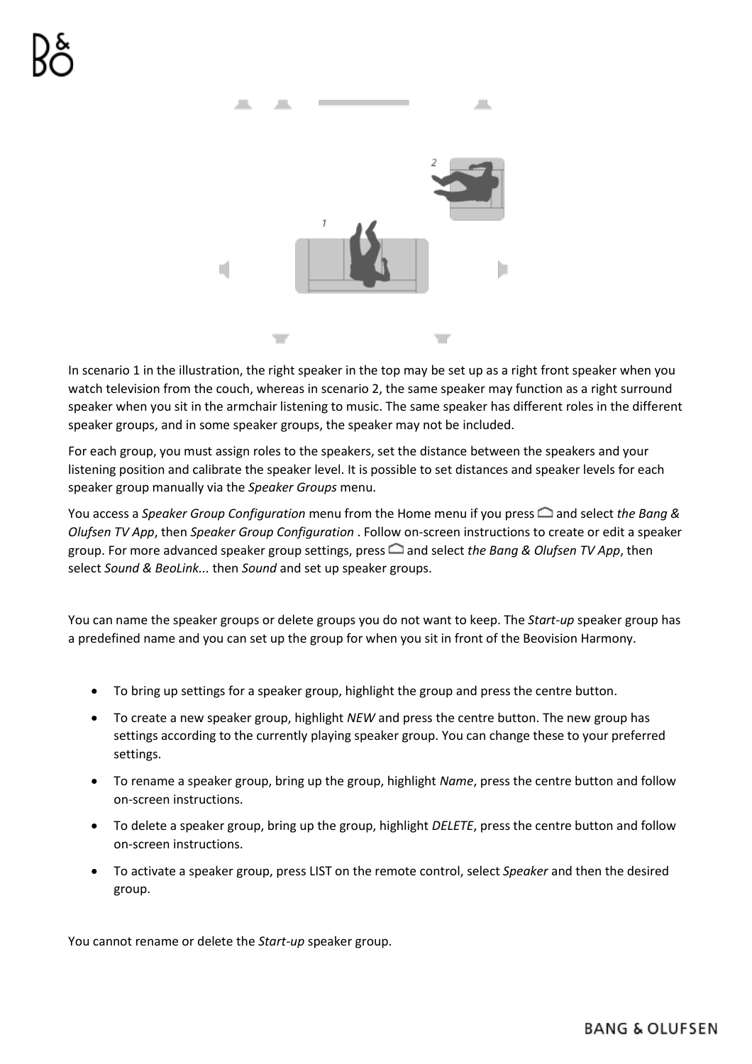In scenario 1 in the illustration, the right speaker in the top may be set up as a right front speaker when you watch television from the couch, whereas in scenario 2, the same speaker may function as a right surround speaker when you sit in the armchair listening to music. The same speaker has different roles in the different speaker groups, and in some speaker groups, the speaker may not be included.

For each group, you must assign roles to the speakers, set the distance between the speakers and your listening position and calibrate the speaker level. It is possible to set distances and speaker levels for each speaker group manually via the *Speaker Groups* menu.

You access a *Speaker Group Configuration* menu from the Home menu if you press ⌂ and select *the Bang & Olufsen TV App*, then *Speaker Group Configuration* . Follow on-screen instructions to create or edit a speaker group. For more advanced speaker group settings, press ⌂ and select *the Bang & Olufsen TV App*, then select *Sound & BeoLink...* then *Sound* and set up speaker groups.

You can name the speaker groups or delete groups you do not want to keep. The *Start-up* speaker group has a predefined name and you can set up the group for when you sit in front of the Beovision Harmony.

- To bring up settings for a speaker group, highlight the group and press the centre button.
- To create a new speaker group, highlight *NEW* and press the centre button. The new group has settings according to the currently playing speaker group. You can change these to your preferred settings.
- To rename a speaker group, bring up the group, highlight *Name*, press the centre button and follow on-screen instructions.
- To delete a speaker group, bring up the group, highlight *DELETE*, press the centre button and follow on-screen instructions.
- To activate a speaker group, press LIST on the remote control, select *Speaker* and then the desired group.

You cannot rename or delete the *Start-up* speaker group.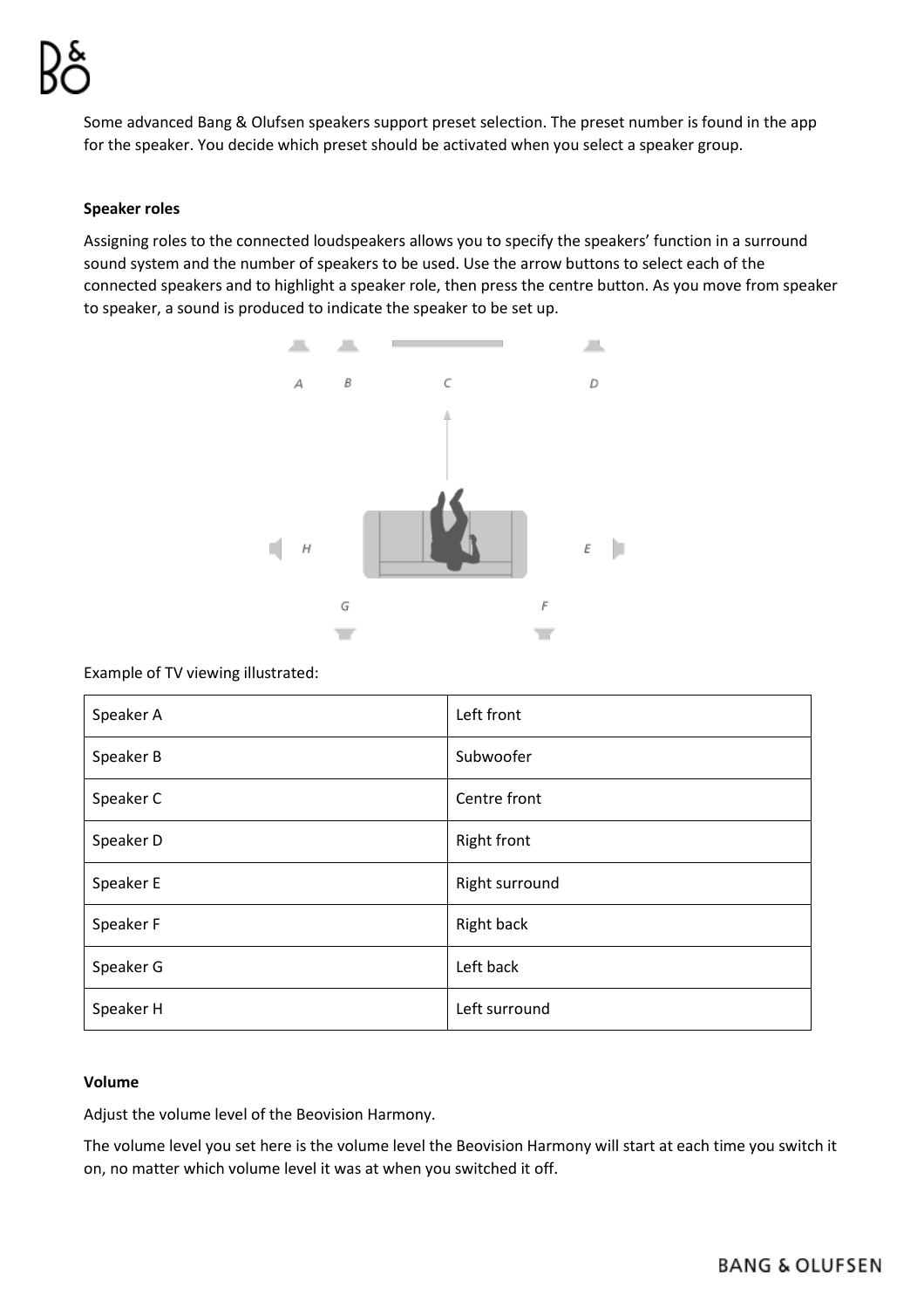Some advanced Bang & Olufsen speakers support preset selection. The preset number is found in the app for the speaker. You decide which preset should be activated when you select a speaker group.

**Speaker roles**

Assigning roles to the connected loudspeakers allows you to specify the speakers' function in a surround sound system and the number of speakers to be used. Use the arrow buttons to select each of the connected speakers and to highlight a speaker role, then press the centre button. As you move from speaker to speaker, a sound is produced to indicate the speaker to be set up.

Example of TV viewing illustrated:

| Speaker A | Left front |
|---|---|
| Speaker B | Subwoofer |
| Speaker C | Centre front |
| Speaker D | Right front |
| Speaker E | Right surround |
| Speaker F | Right back |
| Speaker G | Left back |
| Speaker H | Left surround |

**Volume**

Adjust the volume level of the Beovision Harmony.

The volume level you set here is the volume level the Beovision Harmony will start at each time you switch it on, no matter which volume level it was at when you switched it off.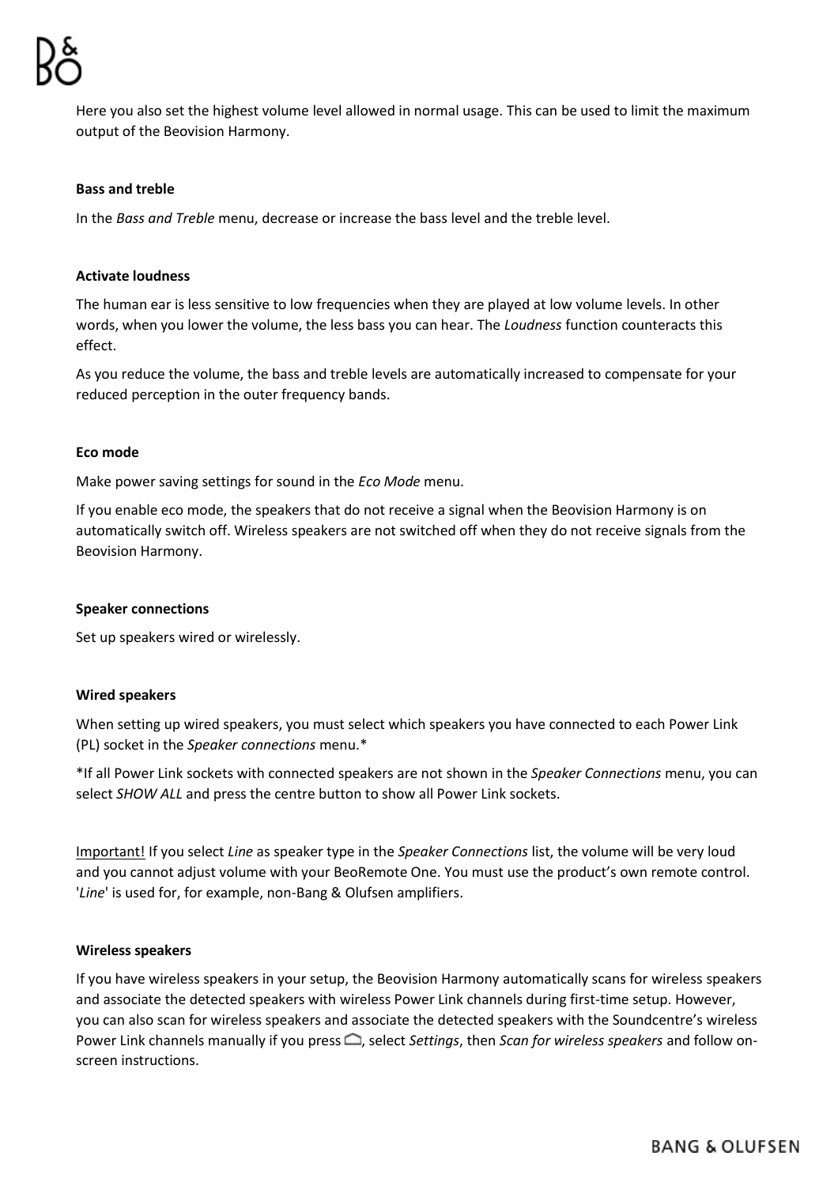Here you also set the highest volume level allowed in normal usage. This can be used to limit the maximum output of the Beovision Harmony.

**Bass and treble**

In the *Bass and Treble* menu, decrease or increase the bass level and the treble level.

**Activate loudness**

The human ear is less sensitive to low frequencies when they are played at low volume levels. In other words, when you lower the volume, the less bass you can hear. The *Loudness* function counteracts this effect.

As you reduce the volume, the bass and treble levels are automatically increased to compensate for your reduced perception in the outer frequency bands.

**Eco mode**

Make power saving settings for sound in the *Eco Mode* menu.

If you enable eco mode, the speakers that do not receive a signal when the Beovision Harmony is on automatically switch off. Wireless speakers are not switched off when they do not receive signals from the Beovision Harmony.

**Speaker connections**

Set up speakers wired or wirelessly.

**Wired speakers**

When setting up wired speakers, you must select which speakers you have connected to each Power Link (PL) socket in the *Speaker connections* menu.*

*If all Power Link sockets with connected speakers are not shown in the *Speaker Connections* menu, you can select *SHOW ALL* and press the centre button to show all Power Link sockets.

<u>Important!</u> If you select *Line* as speaker type in the *Speaker Connections* list, the volume will be very loud and you cannot adjust volume with your BeoRemote One. You must use the product's own remote control. '*Line*' is used for, for example, non-Bang & Olufsen amplifiers.

**Wireless speakers**

If you have wireless speakers in your setup, the Beovision Harmony automatically scans for wireless speakers and associate the detected speakers with wireless Power Link channels during first-time setup. However, you can also scan for wireless speakers and associate the detected speakers with the Soundcentre's wireless Power Link channels manually if you press ⌂, select *Settings*, then *Scan for wireless speakers* and follow on-screen instructions.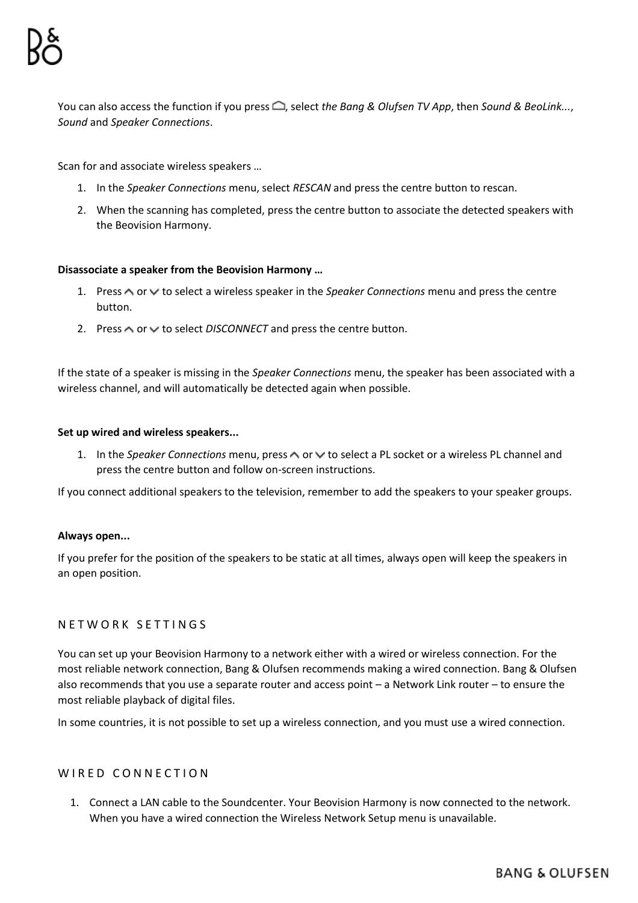You can also access the function if you press ⌂, select *the Bang & Olufsen TV App*, then *Sound & BeoLink...*, *Sound* and *Speaker Connections*.

Scan for and associate wireless speakers …

1. In the *Speaker Connections* menu, select *RESCAN* and press the centre button to rescan.
2. When the scanning has completed, press the centre button to associate the detected speakers with the Beovision Harmony.

**Disassociate a speaker from the Beovision Harmony …**

1. Press ∧ or ∨ to select a wireless speaker in the *Speaker Connections* menu and press the centre button.
2. Press ∧ or ∨ to select *DISCONNECT* and press the centre button.

If the state of a speaker is missing in the *Speaker Connections* menu, the speaker has been associated with a wireless channel, and will automatically be detected again when possible.

**Set up wired and wireless speakers...**

1. In the *Speaker Connections* menu, press ∧ or ∨ to select a PL socket or a wireless PL channel and press the centre button and follow on-screen instructions.

If you connect additional speakers to the television, remember to add the speakers to your speaker groups.

**Always open...**

If you prefer for the position of the speakers to be static at all times, always open will keep the speakers in an open position.

## NETWORK SETTINGS

You can set up your Beovision Harmony to a network either with a wired or wireless connection. For the most reliable network connection, Bang & Olufsen recommends making a wired connection. Bang & Olufsen also recommends that you use a separate router and access point – a Network Link router – to ensure the most reliable playback of digital files.

In some countries, it is not possible to set up a wireless connection, and you must use a wired connection.

## WIRED CONNECTION

1. Connect a LAN cable to the Soundcenter. Your Beovision Harmony is now connected to the network. When you have a wired connection the Wireless Network Setup menu is unavailable.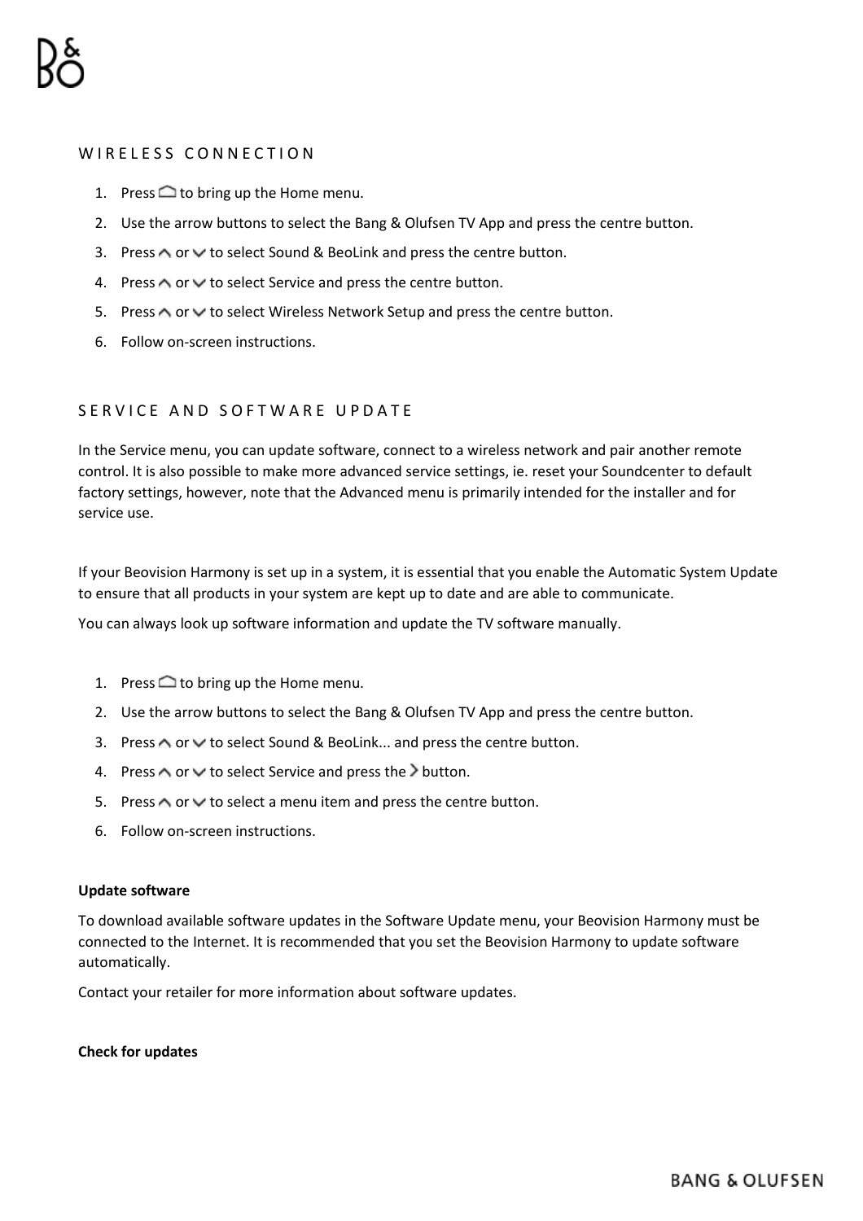## WIRELESS CONNECTION

1. Press ⌂ to bring up the Home menu.
2. Use the arrow buttons to select the Bang & Olufsen TV App and press the centre button.
3. Press ∧ or ∨ to select Sound & BeoLink and press the centre button.
4. Press ∧ or ∨ to select Service and press the centre button.
5. Press ∧ or ∨ to select Wireless Network Setup and press the centre button.
6. Follow on-screen instructions.

## SERVICE AND SOFTWARE UPDATE

In the Service menu, you can update software, connect to a wireless network and pair another remote control. It is also possible to make more advanced service settings, ie. reset your Soundcenter to default factory settings, however, note that the Advanced menu is primarily intended for the installer and for service use.

If your Beovision Harmony is set up in a system, it is essential that you enable the Automatic System Update to ensure that all products in your system are kept up to date and are able to communicate.

You can always look up software information and update the TV software manually.

1. Press ⌂ to bring up the Home menu.
2. Use the arrow buttons to select the Bang & Olufsen TV App and press the centre button.
3. Press ∧ or ∨ to select Sound & BeoLink... and press the centre button.
4. Press ∧ or ∨ to select Service and press the › button.
5. Press ∧ or ∨ to select a menu item and press the centre button.
6. Follow on-screen instructions.

**Update software**

To download available software updates in the Software Update menu, your Beovision Harmony must be connected to the Internet. It is recommended that you set the Beovision Harmony to update software automatically.

Contact your retailer for more information about software updates.

**Check for updates**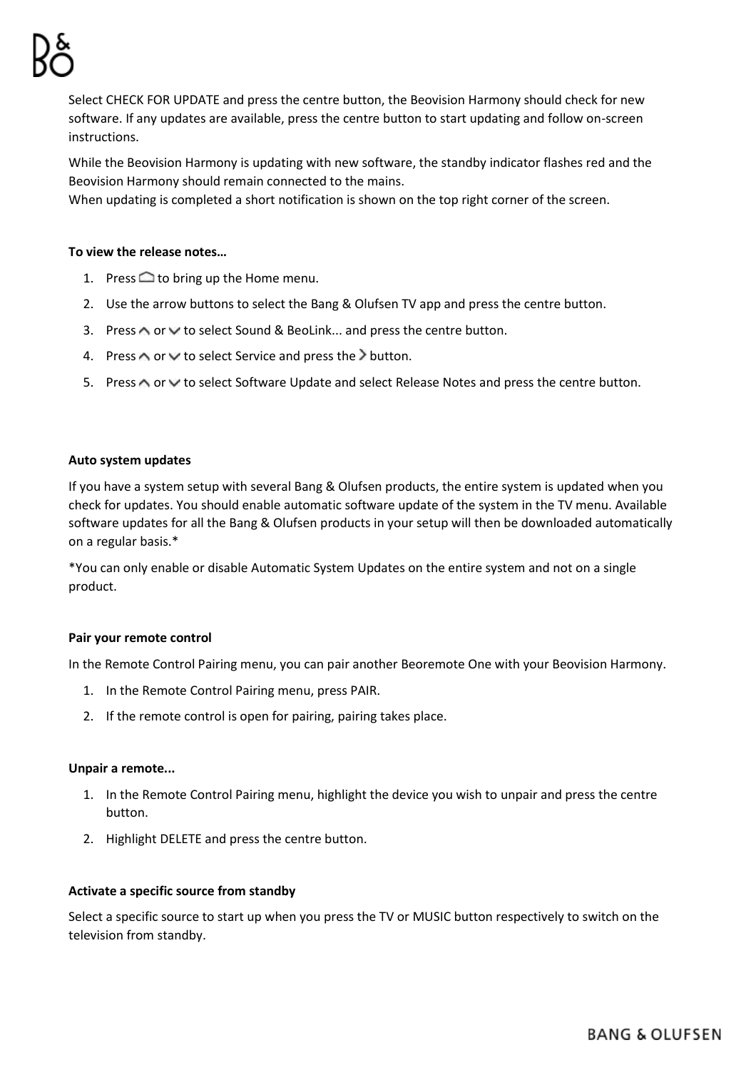Select CHECK FOR UPDATE and press the centre button, the Beovision Harmony should check for new software. If any updates are available, press the centre button to start updating and follow on-screen instructions.

While the Beovision Harmony is updating with new software, the standby indicator flashes red and the Beovision Harmony should remain connected to the mains.
When updating is completed a short notification is shown on the top right corner of the screen.

**To view the release notes…**

1. Press ⌂ to bring up the Home menu.
2. Use the arrow buttons to select the Bang & Olufsen TV app and press the centre button.
3. Press ∧ or ∨ to select Sound & BeoLink... and press the centre button.
4. Press ∧ or ∨ to select Service and press the › button.
5. Press ∧ or ∨ to select Software Update and select Release Notes and press the centre button.

**Auto system updates**

If you have a system setup with several Bang & Olufsen products, the entire system is updated when you check for updates. You should enable automatic software update of the system in the TV menu. Available software updates for all the Bang & Olufsen products in your setup will then be downloaded automatically on a regular basis.*

*You can only enable or disable Automatic System Updates on the entire system and not on a single product.

**Pair your remote control**

In the Remote Control Pairing menu, you can pair another Beoremote One with your Beovision Harmony.

1. In the Remote Control Pairing menu, press PAIR.
2. If the remote control is open for pairing, pairing takes place.

**Unpair a remote...**

1. In the Remote Control Pairing menu, highlight the device you wish to unpair and press the centre button.
2. Highlight DELETE and press the centre button.

**Activate a specific source from standby**

Select a specific source to start up when you press the TV or MUSIC button respectively to switch on the television from standby.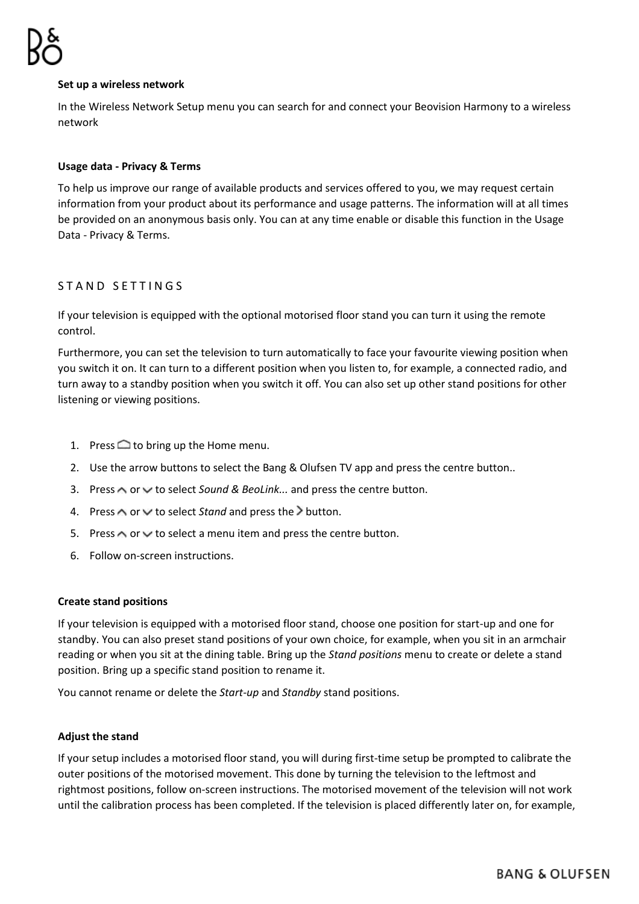**Set up a wireless network**

In the Wireless Network Setup menu you can search for and connect your Beovision Harmony to a wireless network

**Usage data - Privacy & Terms**

To help us improve our range of available products and services offered to you, we may request certain information from your product about its performance and usage patterns. The information will at all times be provided on an anonymous basis only. You can at any time enable or disable this function in the Usage Data - Privacy & Terms.

## STAND SETTINGS

If your television is equipped with the optional motorised floor stand you can turn it using the remote control.

Furthermore, you can set the television to turn automatically to face your favourite viewing position when you switch it on. It can turn to a different position when you listen to, for example, a connected radio, and turn away to a standby position when you switch it off. You can also set up other stand positions for other listening or viewing positions.

1. Press ⌂ to bring up the Home menu.
2. Use the arrow buttons to select the Bang & Olufsen TV app and press the centre button..
3. Press ∧ or ∨ to select *Sound & BeoLink...* and press the centre button.
4. Press ∧ or ∨ to select *Stand* and press the › button.
5. Press ∧ or ∨ to select a menu item and press the centre button.
6. Follow on-screen instructions.

**Create stand positions**

If your television is equipped with a motorised floor stand, choose one position for start-up and one for standby. You can also preset stand positions of your own choice, for example, when you sit in an armchair reading or when you sit at the dining table. Bring up the *Stand positions* menu to create or delete a stand position. Bring up a specific stand position to rename it.

You cannot rename or delete the *Start-up* and *Standby* stand positions.

**Adjust the stand**

If your setup includes a motorised floor stand, you will during first-time setup be prompted to calibrate the outer positions of the motorised movement. This done by turning the television to the leftmost and rightmost positions, follow on-screen instructions. The motorised movement of the television will not work until the calibration process has been completed. If the television is placed differently later on, for example,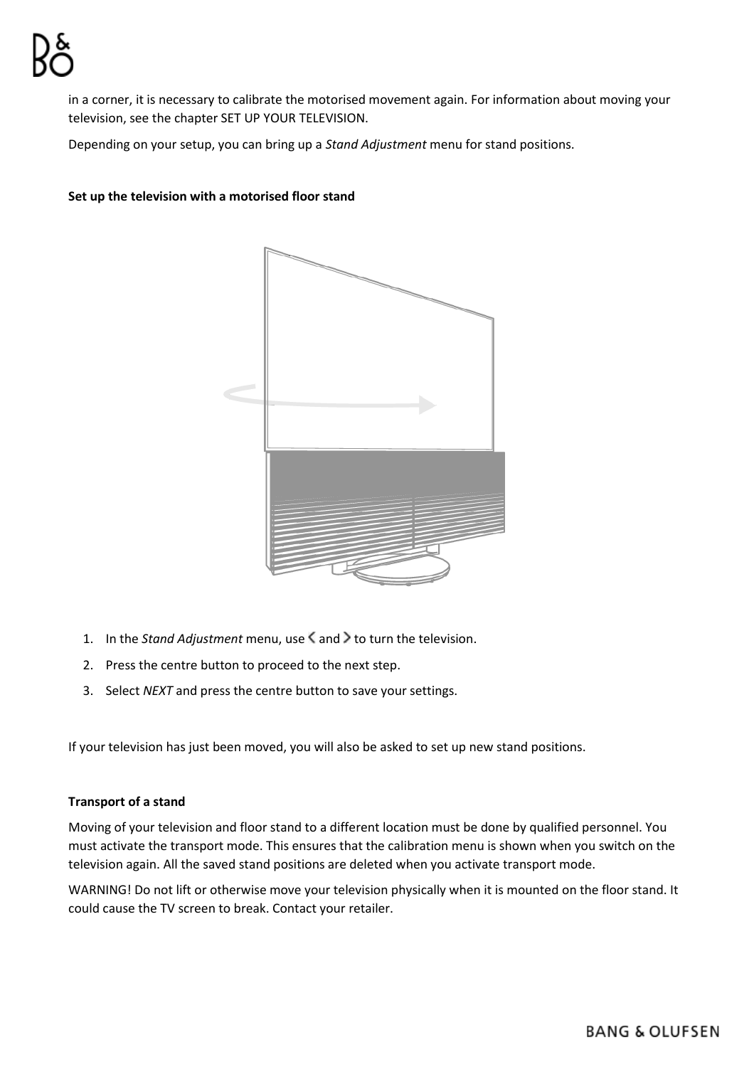in a corner, it is necessary to calibrate the motorised movement again. For information about moving your television, see the chapter SET UP YOUR TELEVISION.

Depending on your setup, you can bring up a *Stand Adjustment* menu for stand positions.

**Set up the television with a motorised floor stand**

1. In the *Stand Adjustment* menu, use ‹ and › to turn the television.
2. Press the centre button to proceed to the next step.
3. Select *NEXT* and press the centre button to save your settings.

If your television has just been moved, you will also be asked to set up new stand positions.

**Transport of a stand**

Moving of your television and floor stand to a different location must be done by qualified personnel. You must activate the transport mode. This ensures that the calibration menu is shown when you switch on the television again. All the saved stand positions are deleted when you activate transport mode.

WARNING! Do not lift or otherwise move your television physically when it is mounted on the floor stand. It could cause the TV screen to break. Contact your retailer.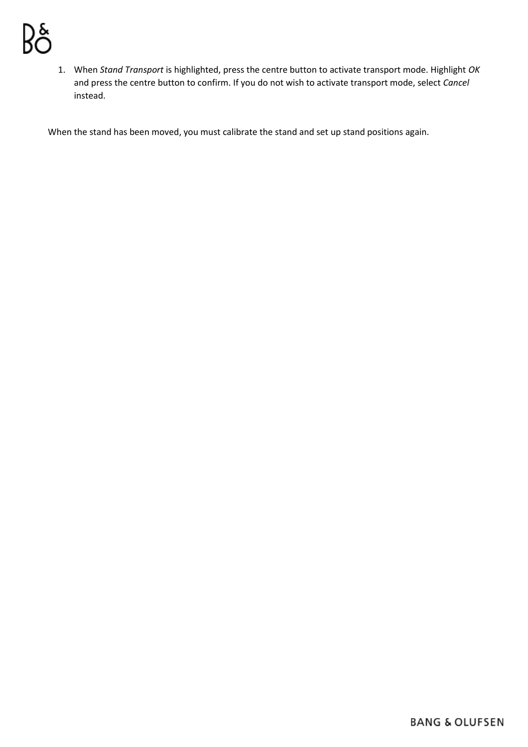1. When *Stand Transport* is highlighted, press the centre button to activate transport mode. Highlight *OK* and press the centre button to confirm. If you do not wish to activate transport mode, select *Cancel* instead.

When the stand has been moved, you must calibrate the stand and set up stand positions again.